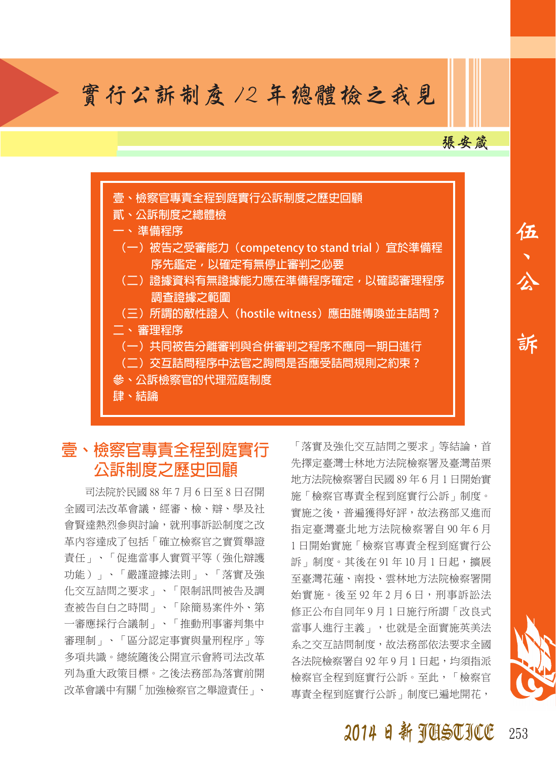# 實行公訴制度12年總體檢之我見

張安箴

壹、檢察官專責全程到庭實行公訴制度之歷史回顧
貳、公訴制度之總體檢
一、準備程序
（一）被告之受審能力（competency to stand trial）宜於準備程序先鑑定，以確定有無停止審判之必要
（二）證據資料有無證據能力應在準備程序確定，以確認審理程序調查證據之範圍
（三）所謂的敵性證人（hostile witness）應由誰傳喚並主詰問？
二、審理程序
（一）共同被告分離審判與合併審判之程序不應同一期日進行
（二）交互詰問程序中法官之詢問是否應受詰問規則之約束？
參、公訴檢察官的代理莅庭制度
肆、結論

## 壹、檢察官專責全程到庭實行公訴制度之歷史回顧

司法院於民國88年7月6日至8日召開全國司法改革會議，經審、檢、辯、學及社會賢達熱烈參與討論，就刑事訴訟制度之改革內容達成了包括「確立檢察官之實質舉證責任」、「促進當事人實質平等（強化辯護功能）」、「嚴謹證據法則」、「落實及強化交互詰問之要求」、「限制訊問被告及調查被告自白之時間」、「除簡易案件外、第一審應採行合議制」、「推動刑事審判集中審理制」、「區分認定事實與量刑程序」等多項共識。總統隨後公開宣示會將司法改革列為重大政策目標。之後法務部為落實前開改革會議中有關「加強檢察官之舉證責任」、「落實及強化交互詰問之要求」等結論，首先擇定臺灣士林地方法院檢察署及臺灣苗栗地方法院檢察署自民國89年6月1日開始實施「檢察官專責全程到庭實行公訴」制度。實施之後，普遍獲得好評，故法務部又進而指定臺灣臺北地方法院檢察署自90年6月1日開始實施「檢察官專責全程到庭實行公訴」制度。其後在91年10月1日起，擴展至臺灣花蓮、南投、雲林地方法院檢察署開始實施。後至92年2月6日，刑事訴訟法修正公布自同年9月1日施行所謂「改良式當事人進行主義」，也就是全面實施英美法系之交互詰問制度，故法務部依法要求全國各法院檢察署自92年9月1日起，均須指派檢察官全程到庭實行公訴。至此，「檢察官專責全程到庭實行公訴」制度已遍地開花，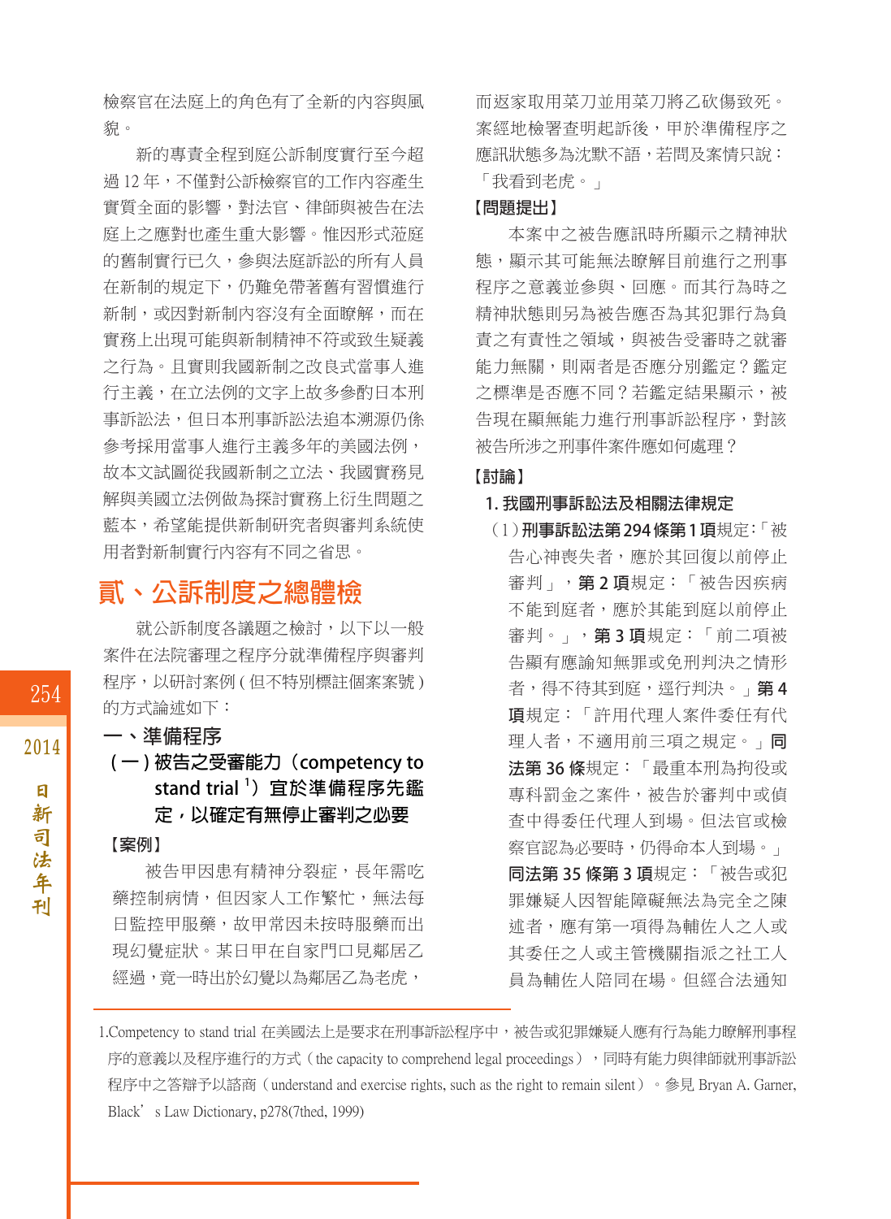檢察官在法庭上的角色有了全新的內容與風貌。

新的專責全程到庭公訴制度實行至今超過 12 年，不僅對公訴檢察官的工作內容產生實質全面的影響，對法官、律師與被告在法庭上之應對也產生重大影響。惟因形式蒞庭的舊制實行已久，參與法庭訴訟的所有人員在新制的規定下，仍難免帶著舊有習慣進行新制，或因對新制內容沒有全面瞭解，而在實務上出現可能與新制精神不符或致生疑義之行為。且實則我國新制之改良式當事人進行主義，在立法例的文字上故多參酌日本刑事訴訟法，但日本刑事訴訟法追本溯源仍係參考採用當事人進行主義多年的美國法例，故本文試圖從我國新制之立法、我國實務見解與美國立法例做為探討實務上衍生問題之藍本，希望能提供新制研究者與審判系統使用者對新制實行內容有不同之省思。

## 貳、公訴制度之總體檢

就公訴制度各議題之檢討，以下以一般案件在法院審理之程序分就準備程序與審判程序，以研討案例 ( 但不特別標註個案案號 ) 的方式論述如下：

### 一、準備程序

#### ( 一 ) 被告之受審能力（competency to stand trial [1]）宜於準備程序先鑑定，以確定有無停止審判之必要

**【案例】**

被告甲因患有精神分裂症，長年需吃藥控制病情，但因家人工作繁忙，無法每日監控甲服藥，故甲常因未按時服藥而出現幻覺症狀。某日甲在自家門口見鄰居乙經過，竟一時出於幻覺以為鄰居乙為老虎，而返家取用菜刀並用菜刀將乙砍傷致死。案經地檢署查明起訴後，甲於準備程序之應訊狀態多為沈默不語，若問及案情只說：「我看到老虎。」

**【問題提出】**

本案中之被告應訊時所顯示之精神狀態，顯示其可能無法瞭解目前進行之刑事程序之意義並參與、回應。而其行為時之精神狀態則另為被告應否為其犯罪行為負責之有責性之領域，與被告受審時之就審能力無關，則兩者是否應分別鑑定？鑑定之標準是否應不同？若鑑定結果顯示，被告現在顯無能力進行刑事訴訟程序，對該被告所涉之刑事件案件應如何處理？

**【討論】**

**1. 我國刑事訴訟法及相關法律規定**

（1）**刑事訴訟法第 294 條第 1 項**規定:「被告心神喪失者，應於其回復以前停止審判」，**第 2 項**規定：「被告因疾病不能到庭者，應於其能到庭以前停止審判。」，**第 3 項**規定：「前二項被告顯有應諭知無罪或免刑判決之情形者，得不待其到庭，逕行判決。」**第 4 項**規定：「許用代理人案件委任有代理人者，不適用前三項之規定。」**同法第 36 條**規定：「最重本刑為拘役或專科罰金之案件，被告於審判中或偵查中得委任代理人到場。但法官或檢察官認為必要時，仍得命本人到場。」**同法第 35 條第 3 項**規定：「被告或犯罪嫌疑人因智能障礙無法為完全之陳述者，應有第一項得為輔佐人之人或其委任之人或主管機關指派之社工人員為輔佐人陪同在場。但經合法通知

---

[1] Competency to stand trial 在美國法上是要求在刑事訴訟程序中，被告或犯罪嫌疑人應有行為能力瞭解刑事程序的意義以及程序進行的方式（the capacity to comprehend legal proceedings），同時有能力與律師就刑事訴訟程序中之答辯予以諮商（understand and exercise rights, such as the right to remain silent）。參見 Bryan A. Garner, Black's Law Dictionary, p278(7thed, 1999)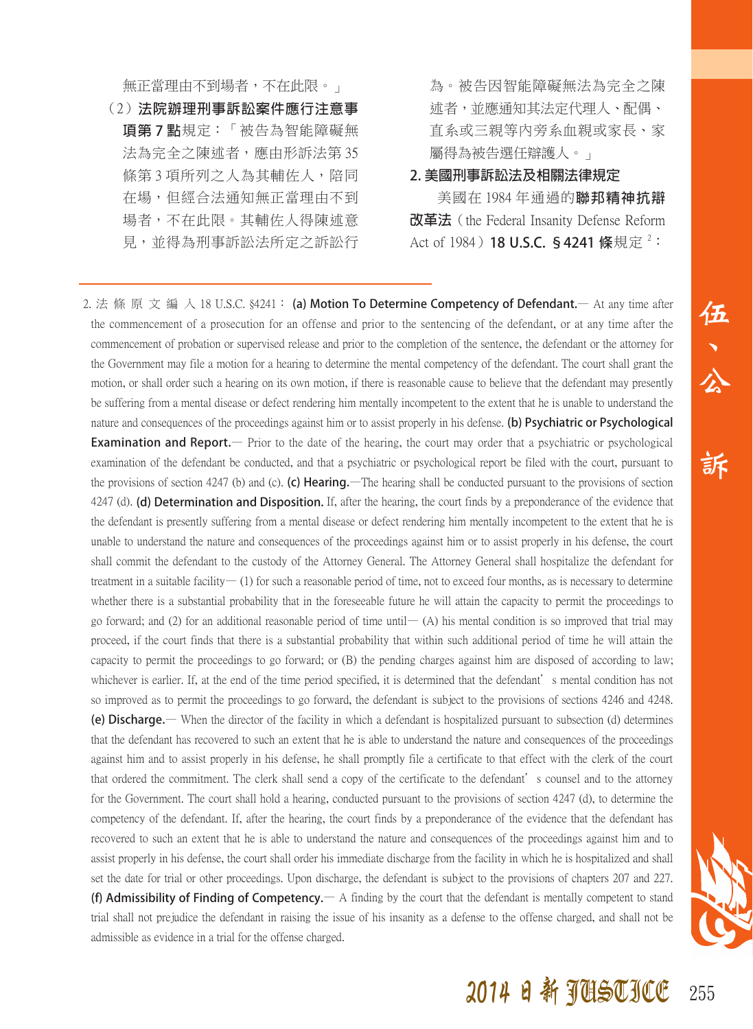無正當理由不到場者，不在此限。」

（2）**法院辦理刑事訴訟案件應行注意事項第 7 點**規定：「被告為智能障礙無法為完全之陳述者，應由形訴法第 35 條第 3 項所列之人為其輔佐人，陪同在場，但經合法通知無正當理由不到場者，不在此限。其輔佐人得陳述意見，並得為刑事訴訟法所定之訴訟行為。被告因智能障礙無法為完全之陳述者，並應通知其法定代理人、配偶、直系或三親等內旁系血親或家長、家屬得為被告選任辯護人。」

**2. 美國刑事訴訟法及相關法律規定**

美國在 1984 年通過的**聯邦精神抗辯改革法**（the Federal Insanity Defense Reform Act of 1984）**18 U.S.C. §4241 條**規定[2]：

---

2. 法條原文編入 18 U.S.C. §4241：**(a) Motion To Determine Competency of Defendant.**— At any time after the commencement of a prosecution for an offense and prior to the sentencing of the defendant, or at any time after the commencement of probation or supervised release and prior to the completion of the sentence, the defendant or the attorney for the Government may file a motion for a hearing to determine the mental competency of the defendant. The court shall grant the motion, or shall order such a hearing on its own motion, if there is reasonable cause to believe that the defendant may presently be suffering from a mental disease or defect rendering him mentally incompetent to the extent that he is unable to understand the nature and consequences of the proceedings against him or to assist properly in his defense. **(b) Psychiatric or Psychological Examination and Report.**— Prior to the date of the hearing, the court may order that a psychiatric or psychological examination of the defendant be conducted, and that a psychiatric or psychological report be filed with the court, pursuant to the provisions of section 4247 (b) and (c). **(c) Hearing.**—The hearing shall be conducted pursuant to the provisions of section 4247 (d). **(d) Determination and Disposition.** If, after the hearing, the court finds by a preponderance of the evidence that the defendant is presently suffering from a mental disease or defect rendering him mentally incompetent to the extent that he is unable to understand the nature and consequences of the proceedings against him or to assist properly in his defense, the court shall commit the defendant to the custody of the Attorney General. The Attorney General shall hospitalize the defendant for treatment in a suitable facility— (1) for such a reasonable period of time, not to exceed four months, as is necessary to determine whether there is a substantial probability that in the foreseeable future he will attain the capacity to permit the proceedings to go forward; and (2) for an additional reasonable period of time until— (A) his mental condition is so improved that trial may proceed, if the court finds that there is a substantial probability that within such additional period of time he will attain the capacity to permit the proceedings to go forward; or (B) the pending charges against him are disposed of according to law; whichever is earlier. If, at the end of the time period specified, it is determined that the defendant's mental condition has not so improved as to permit the proceedings to go forward, the defendant is subject to the provisions of sections 4246 and 4248. **(e) Discharge.**— When the director of the facility in which a defendant is hospitalized pursuant to subsection (d) determines that the defendant has recovered to such an extent that he is able to understand the nature and consequences of the proceedings against him and to assist properly in his defense, he shall promptly file a certificate to that effect with the clerk of the court that ordered the commitment. The clerk shall send a copy of the certificate to the defendant's counsel and to the attorney for the Government. The court shall hold a hearing, conducted pursuant to the provisions of section 4247 (d), to determine the competency of the defendant. If, after the hearing, the court finds by a preponderance of the evidence that the defendant has recovered to such an extent that he is able to understand the nature and consequences of the proceedings against him and to assist properly in his defense, the court shall order his immediate discharge from the facility in which he is hospitalized and shall set the date for trial or other proceedings. Upon discharge, the defendant is subject to the provisions of chapters 207 and 227. **(f) Admissibility of Finding of Competency.**— A finding by the court that the defendant is mentally competent to stand trial shall not prejudice the defendant in raising the issue of his insanity as a defense to the offense charged, and shall not be admissible as evidence in a trial for the offense charged.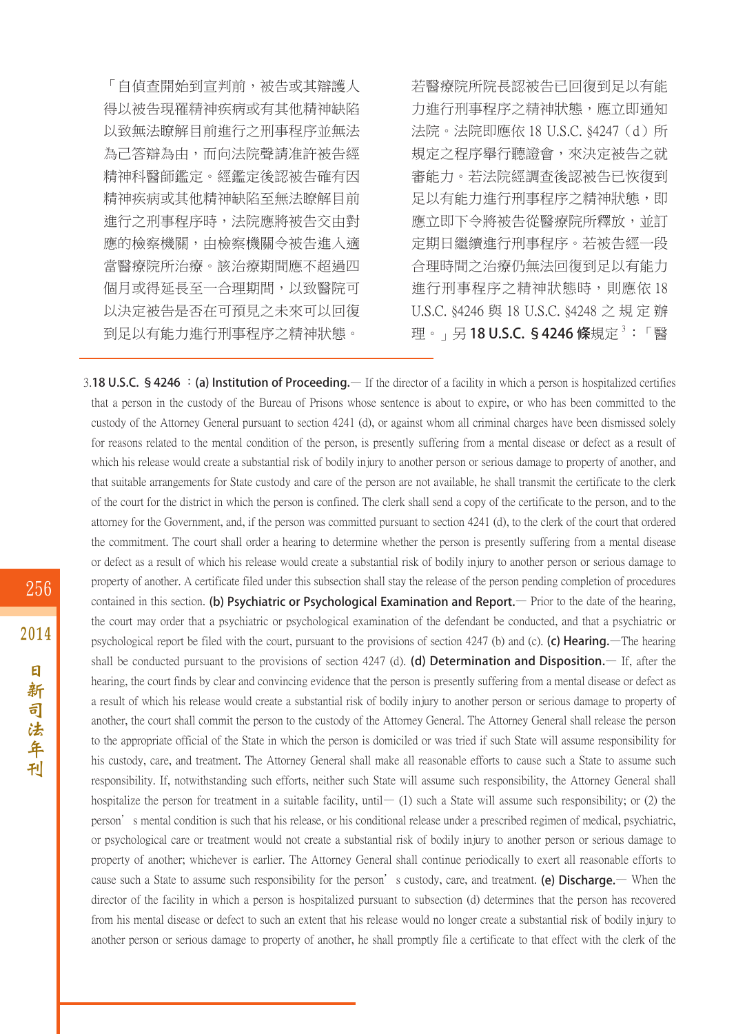「自偵查開始到宣判前，被告或其辯護人得以被告現罹精神疾病或有其他精神缺陷以致無法瞭解目前進行之刑事程序並無法為己答辯為由，而向法院聲請准許被告經精神科醫師鑑定。經鑑定後認被告確有因精神疾病或其他精神缺陷至無法瞭解目前進行之刑事程序時，法院應將被告交由對應的檢察機關，由檢察機關令被告進入適當醫療院所治療。該治療期間應不超過四個月或得延長至一合理期間，以致醫院可以決定被告是否在可預見之未來可以回復到足以有能力進行刑事程序之精神狀態。若醫療院所院長認被告已回復到足以有能力進行刑事程序之精神狀態，應立即通知法院。法院即應依 18 U.S.C. §4247（d）所規定之程序舉行聽證會，來決定被告之就審能力。若法院經調查後認被告已恢復到足以有能力進行刑事程序之精神狀態，即應立即下令將被告從醫療院所釋放，並訂定期日繼續進行刑事程序。若被告經一段合理時間之治療仍無法回復到足以有能力進行刑事程序之精神狀態時，則應依 18 U.S.C. §4246 與 18 U.S.C. §4248 之規定辦理。」另 **18 U.S.C. §4246 條**規定[3]：「醫

3.**18 U.S.C. §4246 ：(a) Institution of Proceeding.**— If the director of a facility in which a person is hospitalized certifies that a person in the custody of the Bureau of Prisons whose sentence is about to expire, or who has been committed to the custody of the Attorney General pursuant to section 4241 (d), or against whom all criminal charges have been dismissed solely for reasons related to the mental condition of the person, is presently suffering from a mental disease or defect as a result of which his release would create a substantial risk of bodily injury to another person or serious damage to property of another, and that suitable arrangements for State custody and care of the person are not available, he shall transmit the certificate to the clerk of the court for the district in which the person is confined. The clerk shall send a copy of the certificate to the person, and to the attorney for the Government, and, if the person was committed pursuant to section 4241 (d), to the clerk of the court that ordered the commitment. The court shall order a hearing to determine whether the person is presently suffering from a mental disease or defect as a result of which his release would create a substantial risk of bodily injury to another person or serious damage to property of another. A certificate filed under this subsection shall stay the release of the person pending completion of procedures contained in this section. **(b) Psychiatric or Psychological Examination and Report.**— Prior to the date of the hearing, the court may order that a psychiatric or psychological examination of the defendant be conducted, and that a psychiatric or psychological report be filed with the court, pursuant to the provisions of section 4247 (b) and (c). **(c) Hearing.**—The hearing shall be conducted pursuant to the provisions of section 4247 (d). **(d) Determination and Disposition.**— If, after the hearing, the court finds by clear and convincing evidence that the person is presently suffering from a mental disease or defect as a result of which his release would create a substantial risk of bodily injury to another person or serious damage to property of another, the court shall commit the person to the custody of the Attorney General. The Attorney General shall release the person to the appropriate official of the State in which the person is domiciled or was tried if such State will assume responsibility for his custody, care, and treatment. The Attorney General shall make all reasonable efforts to cause such a State to assume such responsibility. If, notwithstanding such efforts, neither such State will assume such responsibility, the Attorney General shall hospitalize the person for treatment in a suitable facility, until— (1) such a State will assume such responsibility; or (2) the person's mental condition is such that his release, or his conditional release under a prescribed regimen of medical, psychiatric, or psychological care or treatment would not create a substantial risk of bodily injury to another person or serious damage to property of another; whichever is earlier. The Attorney General shall continue periodically to exert all reasonable efforts to cause such a State to assume such responsibility for the person's custody, care, and treatment. **(e) Discharge.**— When the director of the facility in which a person is hospitalized pursuant to subsection (d) determines that the person has recovered from his mental disease or defect to such an extent that his release would no longer create a substantial risk of bodily injury to another person or serious damage to property of another, he shall promptly file a certificate to that effect with the clerk of the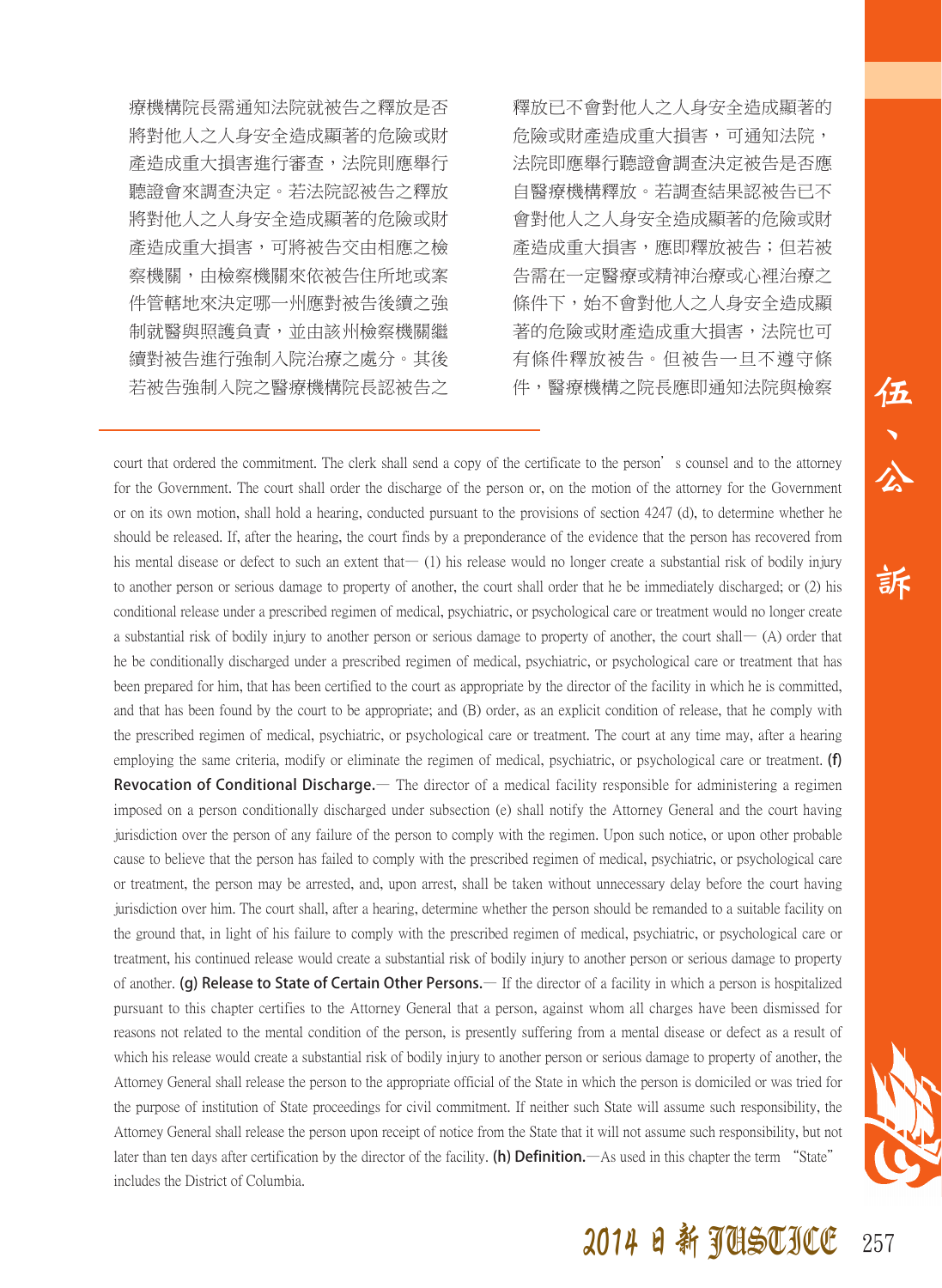療機構院長需通知法院就被告之釋放是否將對他人之人身安全造成顯著的危險或財產造成重大損害進行審查，法院則應舉行聽證會來調查決定。若法院認被告之釋放將對他人之人身安全造成顯著的危險或財產造成重大損害，可將被告交由相應之檢察機關，由檢察機關來依被告住所地或案件管轄地來決定哪一州應對被告後續之強制就醫與照護負責，並由該州檢察機關繼續對被告進行強制入院治療之處分。其後若被告強制入院之醫療機構院長認被告之釋放已不會對他人之人身安全造成顯著的危險或財產造成重大損害，可通知法院，法院即應舉行聽證會調查決定被告是否應自醫療機構釋放。若調查結果認被告已不會對他人之人身安全造成顯著的危險或財產造成重大損害，應即釋放被告；但若被告需在一定醫療或精神治療或心裡治療之條件下，始不會對他人之人身安全造成顯著的危險或財產造成重大損害，法院也可有條件釋放被告。但被告一旦不遵守條件，醫療機構之院長應即通知法院與檢察

court that ordered the commitment. The clerk shall send a copy of the certificate to the person's counsel and to the attorney for the Government. The court shall order the discharge of the person or, on the motion of the attorney for the Government or on its own motion, shall hold a hearing, conducted pursuant to the provisions of section 4247 (d), to determine whether he should be released. If, after the hearing, the court finds by a preponderance of the evidence that the person has recovered from his mental disease or defect to such an extent that— (1) his release would no longer create a substantial risk of bodily injury to another person or serious damage to property of another, the court shall order that he be immediately discharged; or (2) his conditional release under a prescribed regimen of medical, psychiatric, or psychological care or treatment would no longer create a substantial risk of bodily injury to another person or serious damage to property of another, the court shall— (A) order that he be conditionally discharged under a prescribed regimen of medical, psychiatric, or psychological care or treatment that has been prepared for him, that has been certified to the court as appropriate by the director of the facility in which he is committed, and that has been found by the court to be appropriate; and (B) order, as an explicit condition of release, that he comply with the prescribed regimen of medical, psychiatric, or psychological care or treatment. The court at any time may, after a hearing employing the same criteria, modify or eliminate the regimen of medical, psychiatric, or psychological care or treatment. **(f) Revocation of Conditional Discharge.**— The director of a medical facility responsible for administering a regimen imposed on a person conditionally discharged under subsection (e) shall notify the Attorney General and the court having jurisdiction over the person of any failure of the person to comply with the regimen. Upon such notice, or upon other probable cause to believe that the person has failed to comply with the prescribed regimen of medical, psychiatric, or psychological care or treatment, the person may be arrested, and, upon arrest, shall be taken without unnecessary delay before the court having jurisdiction over him. The court shall, after a hearing, determine whether the person should be remanded to a suitable facility on the ground that, in light of his failure to comply with the prescribed regimen of medical, psychiatric, or psychological care or treatment, his continued release would create a substantial risk of bodily injury to another person or serious damage to property of another. **(g) Release to State of Certain Other Persons.**— If the director of a facility in which a person is hospitalized pursuant to this chapter certifies to the Attorney General that a person, against whom all charges have been dismissed for reasons not related to the mental condition of the person, is presently suffering from a mental disease or defect as a result of which his release would create a substantial risk of bodily injury to another person or serious damage to property of another, the Attorney General shall release the person to the appropriate official of the State in which the person is domiciled or was tried for the purpose of institution of State proceedings for civil commitment. If neither such State will assume such responsibility, the Attorney General shall release the person upon receipt of notice from the State that it will not assume such responsibility, but not later than ten days after certification by the director of the facility. **(h) Definition.**—As used in this chapter the term "State" includes the District of Columbia.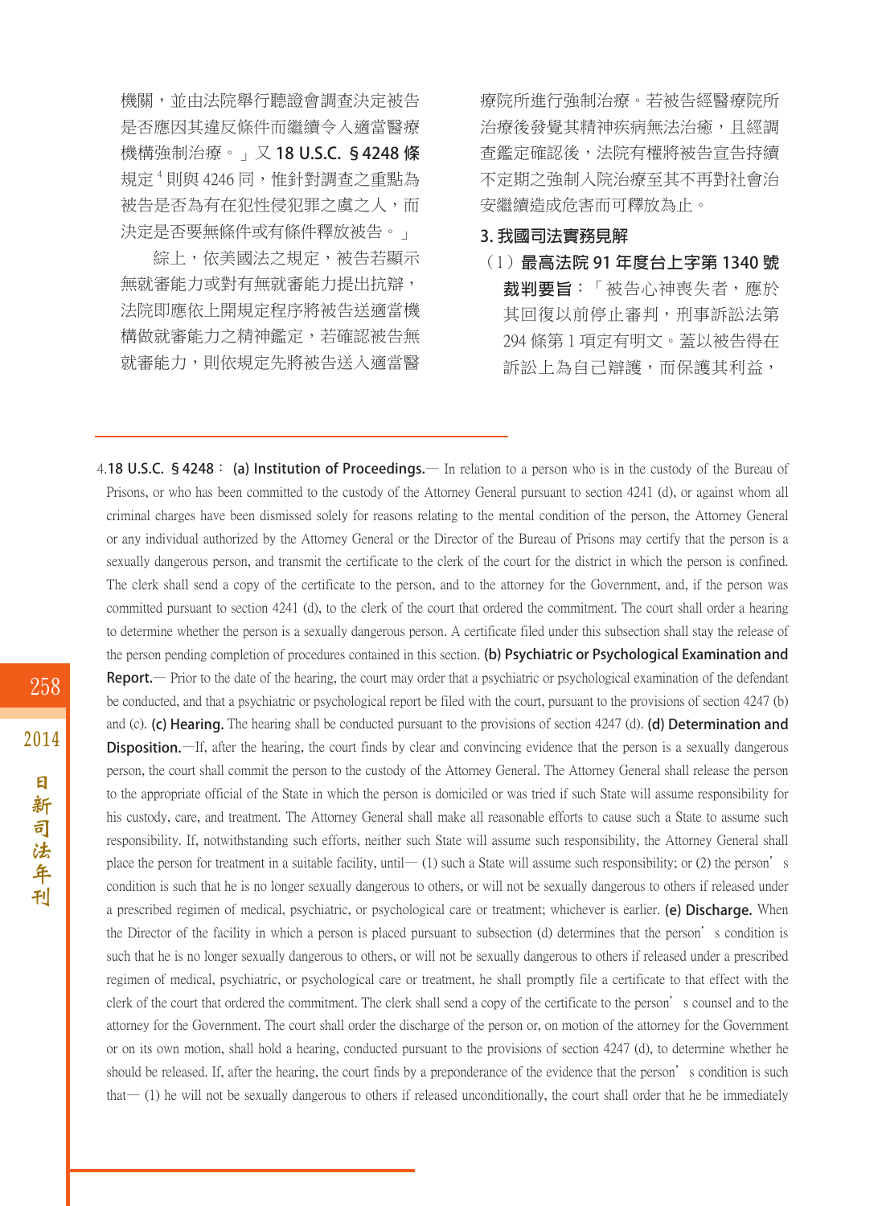機關，並由法院舉行聽證會調查決定被告是否應因其違反條件而繼續令入適當醫療機構強制治療。」又 **18 U.S.C. §4248 條**規定[4]則與 4246 同，惟針對調查之重點為被告是否為有在犯性侵犯罪之虞之人，而決定是否要無條件或有條件釋放被告。」

綜上，依美國法之規定，被告若顯示無就審能力或對有無就審能力提出抗辯，法院即應依上開規定程序將被告送適當機構做就審能力之精神鑑定，若確認被告無就審能力，則依規定先將被告送入適當醫療院所進行強制治療。若被告經醫療院所治療後發覺其精神疾病無法治癒，且經調查鑑定確認後，法院有權將被告宣告持續不定期之強制入院治療至其不再對社會治安繼續造成危害而可釋放為止。

**3. 我國司法實務見解**

（1）**最高法院 91 年度台上字第 1340 號裁判要旨**：「被告心神喪失者，應於其回復以前停止審判，刑事訴訟法第 294 條第 1 項定有明文。蓋以被告得在訴訟上為自己辯護，而保護其利益，

---

4. **18 U.S.C. §4248： (a) Institution of Proceedings.**— In relation to a person who is in the custody of the Bureau of Prisons, or who has been committed to the custody of the Attorney General pursuant to section 4241 (d), or against whom all criminal charges have been dismissed solely for reasons relating to the mental condition of the person, the Attorney General or any individual authorized by the Attorney General or the Director of the Bureau of Prisons may certify that the person is a sexually dangerous person, and transmit the certificate to the clerk of the court for the district in which the person is confined. The clerk shall send a copy of the certificate to the person, and to the attorney for the Government, and, if the person was committed pursuant to section 4241 (d), to the clerk of the court that ordered the commitment. The court shall order a hearing to determine whether the person is a sexually dangerous person. A certificate filed under this subsection shall stay the release of the person pending completion of procedures contained in this section. **(b) Psychiatric or Psychological Examination and Report.**— Prior to the date of the hearing, the court may order that a psychiatric or psychological examination of the defendant be conducted, and that a psychiatric or psychological report be filed with the court, pursuant to the provisions of section 4247 (b) and (c). **(c) Hearing.** The hearing shall be conducted pursuant to the provisions of section 4247 (d). **(d) Determination and Disposition.**—If, after the hearing, the court finds by clear and convincing evidence that the person is a sexually dangerous person, the court shall commit the person to the custody of the Attorney General. The Attorney General shall release the person to the appropriate official of the State in which the person is domiciled or was tried if such State will assume responsibility for his custody, care, and treatment. The Attorney General shall make all reasonable efforts to cause such a State to assume such responsibility. If, notwithstanding such efforts, neither such State will assume such responsibility, the Attorney General shall place the person for treatment in a suitable facility, until— (1) such a State will assume such responsibility; or (2) the person's condition is such that he is no longer sexually dangerous to others, or will not be sexually dangerous to others if released under a prescribed regimen of medical, psychiatric, or psychological care or treatment; whichever is earlier. **(e) Discharge.** When the Director of the facility in which a person is placed pursuant to subsection (d) determines that the person's condition is such that he is no longer sexually dangerous to others, or will not be sexually dangerous to others if released under a prescribed regimen of medical, psychiatric, or psychological care or treatment, he shall promptly file a certificate to that effect with the clerk of the court that ordered the commitment. The clerk shall send a copy of the certificate to the person's counsel and to the attorney for the Government. The court shall order the discharge of the person or, on motion of the attorney for the Government or on its own motion, shall hold a hearing, conducted pursuant to the provisions of section 4247 (d), to determine whether he should be released. If, after the hearing, the court finds by a preponderance of the evidence that the person's condition is such that— (1) he will not be sexually dangerous to others if released unconditionally, the court shall order that he be immediately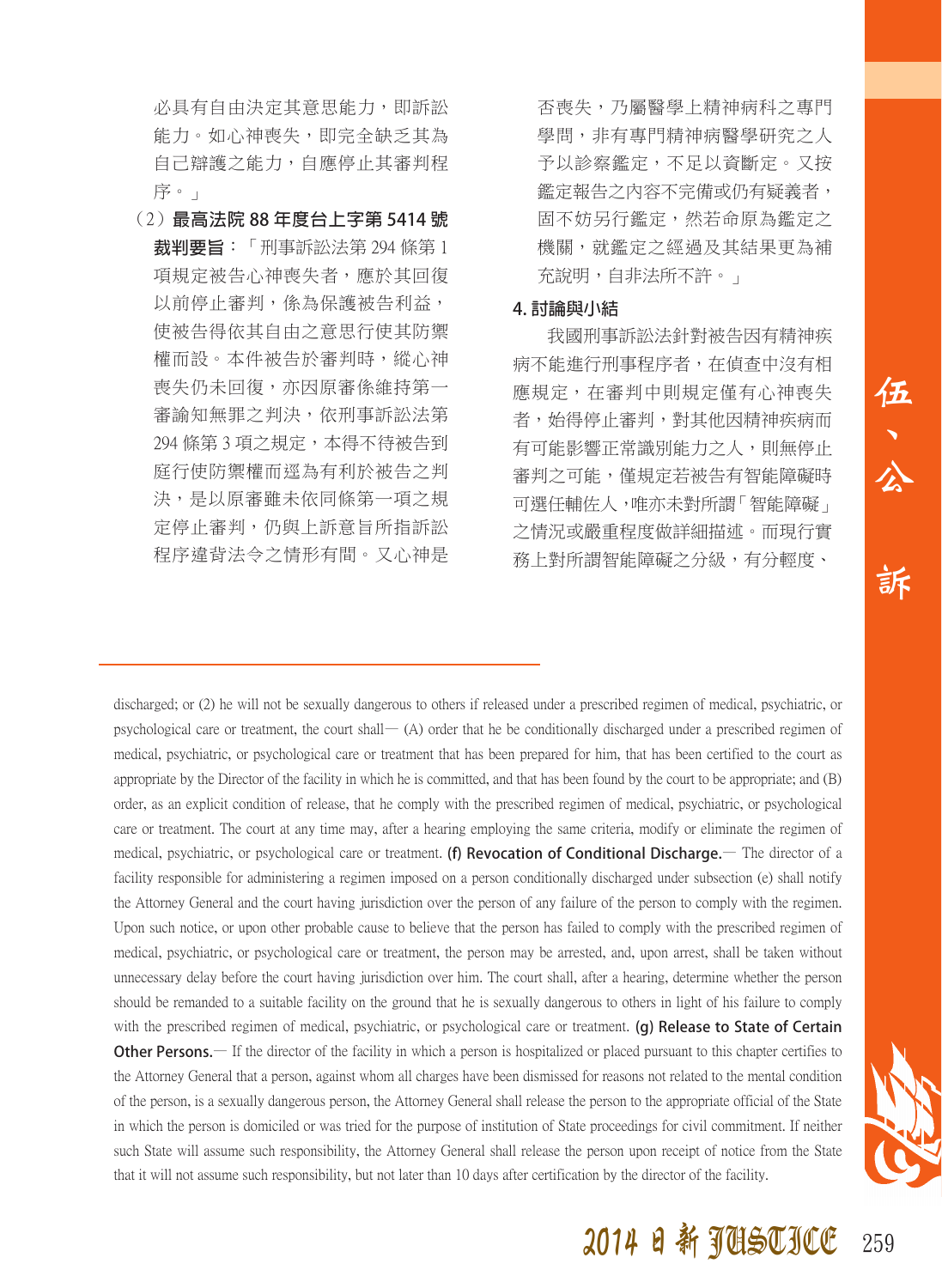必具有自由決定其意思能力，即訴訟能力。如心神喪失，即完全缺乏其為自己辯護之能力，自應停止其審判程序。」

（2）**最高法院 88 年度台上字第 5414 號裁判要旨**：「刑事訴訟法第 294 條第 1 項規定被告心神喪失者，應於其回復以前停止審判，係為保護被告利益，使被告得依其自由之意思行使其防禦權而設。本件被告於審判時，縱心神喪失仍未回復，亦因原審係維持第一審諭知無罪之判決，依刑事訴訟法第 294 條第 3 項之規定，本得不待被告到庭行使防禦權而逕為有利於被告之判決，是以原審雖未依同條第一項之規定停止審判，仍與上訴意旨所指訴訟程序違背法令之情形有間。又心神是否喪失，乃屬醫學上精神病科之專門學問，非有專門精神病醫學研究之人予以診察鑑定，不足以資斷定。又按鑑定報告之內容不完備或仍有疑義者，固不妨另行鑑定，然若命原為鑑定之機關，就鑑定之經過及其結果更為補充說明，自非法所不許。」

#### 4. 討論與小結

我國刑事訴訟法針對被告因有精神疾病不能進行刑事程序者，在偵查中沒有相應規定，在審判中則規定僅有心神喪失者，始得停止審判，對其他因精神疾病而有可能影響正常識別能力之人，則無停止審判之可能，僅規定若被告有智能障礙時可選任輔佐人，唯亦未對所謂「智能障礙」之情況或嚴重程度做詳細描述。而現行實務上對所謂智能障礙之分級，有分輕度、

---

discharged; or (2) he will not be sexually dangerous to others if released under a prescribed regimen of medical, psychiatric, or psychological care or treatment, the court shall— (A) order that he be conditionally discharged under a prescribed regimen of medical, psychiatric, or psychological care or treatment that has been prepared for him, that has been certified to the court as appropriate by the Director of the facility in which he is committed, and that has been found by the court to be appropriate; and (B) order, as an explicit condition of release, that he comply with the prescribed regimen of medical, psychiatric, or psychological care or treatment. The court at any time may, after a hearing employing the same criteria, modify or eliminate the regimen of medical, psychiatric, or psychological care or treatment. **(f) Revocation of Conditional Discharge.**— The director of a facility responsible for administering a regimen imposed on a person conditionally discharged under subsection (e) shall notify the Attorney General and the court having jurisdiction over the person of any failure of the person to comply with the regimen. Upon such notice, or upon other probable cause to believe that the person has failed to comply with the prescribed regimen of medical, psychiatric, or psychological care or treatment, the person may be arrested, and, upon arrest, shall be taken without unnecessary delay before the court having jurisdiction over him. The court shall, after a hearing, determine whether the person should be remanded to a suitable facility on the ground that he is sexually dangerous to others in light of his failure to comply with the prescribed regimen of medical, psychiatric, or psychological care or treatment. **(g) Release to State of Certain Other Persons.**— If the director of the facility in which a person is hospitalized or placed pursuant to this chapter certifies to the Attorney General that a person, against whom all charges have been dismissed for reasons not related to the mental condition of the person, is a sexually dangerous person, the Attorney General shall release the person to the appropriate official of the State in which the person is domiciled or was tried for the purpose of institution of State proceedings for civil commitment. If neither such State will assume such responsibility, the Attorney General shall release the person upon receipt of notice from the State that it will not assume such responsibility, but not later than 10 days after certification by the director of the facility.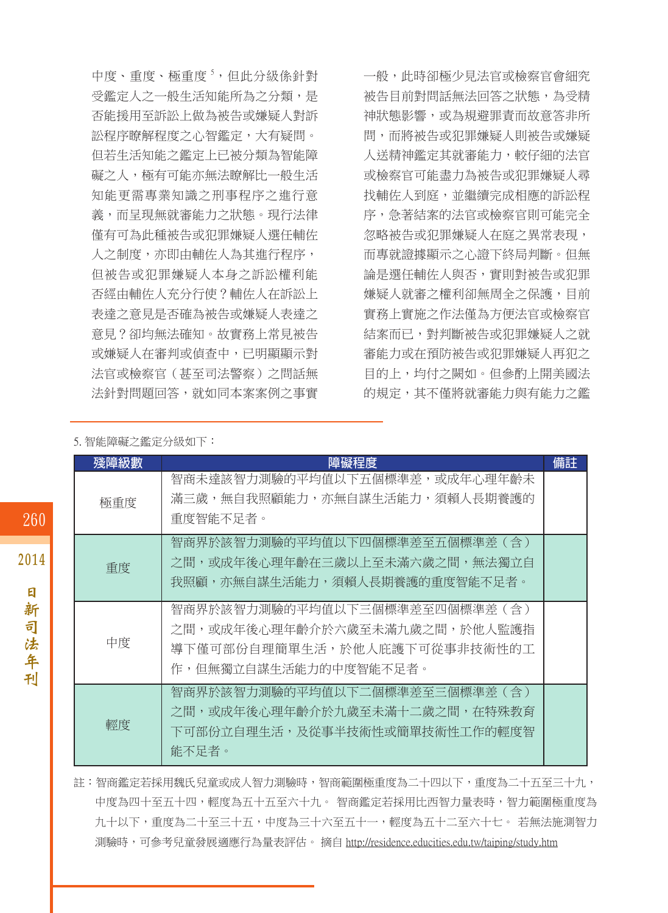中度、重度、極重度[5]，但此分級係針對受鑑定人之一般生活知能所為之分類，是否能援用至訴訟上做為被告或嫌疑人對訴訟程序瞭解程度之心智鑑定，大有疑問。但若生活知能之鑑定上已被分類為智能障礙之人，極有可能亦無法瞭解比一般生活知能更需專業知識之刑事程序之進行意義，而呈現無就審能力之狀態。現行法律僅有可為此種被告或犯罪嫌疑人選任輔佐人之制度，亦即由輔佐人為其進行程序，但被告或犯罪嫌疑人本身之訴訟權利能否經由輔佐人充分行使？輔佐人在訴訟上表達之意見是否確為被告或嫌疑人表達之意見？卻均無法確知。故實務上常見被告或嫌疑人在審判或偵查中，已明顯顯示對法官或檢察官（甚至司法警察）之問話無法針對問題回答，就如同本案案例之事實一般，此時卻極少見法官或檢察官會細究被告目前對問話無法回答之狀態，為受精神狀態影響，或為規避罪責而故意答非所問，而將被告或犯罪嫌疑人則被告或嫌疑人送精神鑑定其就審能力，較仔細的法官或檢察官可能盡力為被告或犯罪嫌疑人尋找輔佐人到庭，並繼續完成相應的訴訟程序，急著結案的法官或檢察官則可能完全忽略被告或犯罪嫌疑人在庭之異常表現，而專就證據顯示之心證下終局判斷。但無論是選任輔佐人與否，實則對被告或犯罪嫌疑人就審之權利卻無周全之保護，目前實務上實施之作法僅為方便法官或檢察官結案而已，對判斷被告或犯罪嫌疑人之就審能力或在預防被告或犯罪嫌疑人再犯之目的上，均付之闕如。但參酌上開美國法的規定，其不僅將就審能力與有能力之鑑

---

5. 智能障礙之鑑定分級如下：

| 殘障級數 | 障礙程度 | 備註 |
|---|---|---|
| 極重度 | 智商未達該智力測驗的平均值以下五個標準差，或成年心理年齡未滿三歲，無自我照顧能力，亦無自謀生活能力，須賴人長期養護的重度智能不足者。 | |
| 重度 | 智商界於該智力測驗的平均值以下四個標準差至五個標準差（含）之間，或成年後心理年齡在三歲以上至未滿六歲之間，無法獨立自我照顧，亦無自謀生活能力，須賴人長期養護的重度智能不足者。 | |
| 中度 | 智商界於該智力測驗的平均值以下三個標準差至四個標準差（含）之間，或成年後心理年齡介於六歲至未滿九歲之間，於他人監護指導下僅可部份自理簡單生活，於他人庇護下可從事非技術性的工作，但無獨立自謀生活能力的中度智能不足者。 | |
| 輕度 | 智商界於該智力測驗的平均值以下二個標準差至三個標準差（含）之間，或成年後心理年齡介於九歲至未滿十二歲之間，在特殊教育下可部份立自理生活，及從事半技術性或簡單技術性工作的輕度智能不足者。 | |

註：智商鑑定若採用魏氏兒童或成人智力測驗時，智商範圍極重度為二十四以下，重度為二十五至三十九，中度為四十至五十四，輕度為五十五至六十九。 智商鑑定若採用比西智力量表時，智力範圍極重度為九十以下，重度為二十至三十五，中度為三十六至五十一，輕度為五十二至六十七。 若無法施測智力測驗時，可參考兒童發展適應行為量表評估。 摘自 http://residence.educities.edu.tw/taiping/study.htm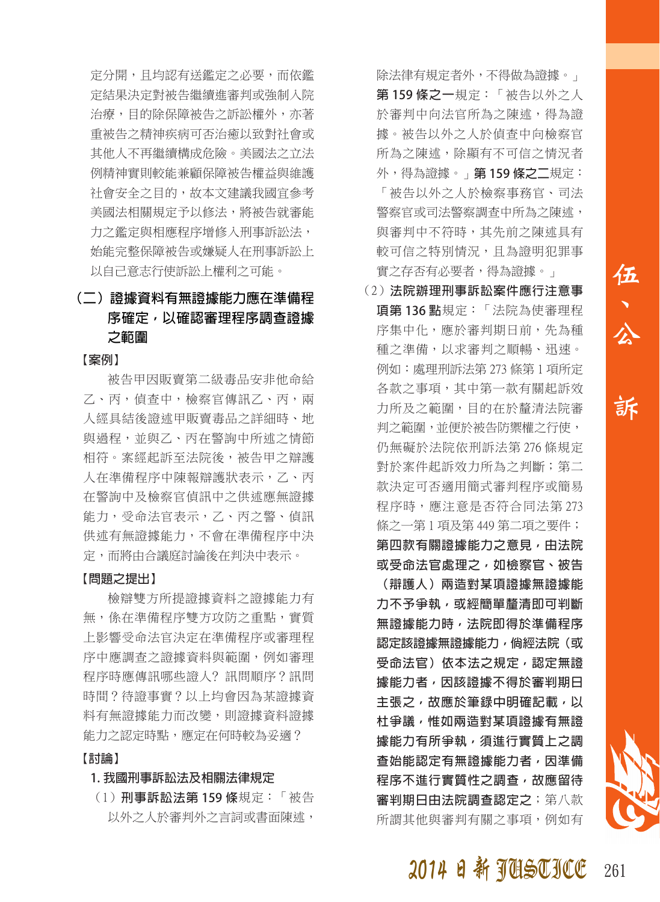定分開，且均認有送鑑定之必要，而依鑑定結果決定對被告繼續進審判或強制入院治療，目的除保障被告之訴訟權外，亦著重被告之精神疾病可否治癒以致對社會或其他人不再繼續構成危險。美國法之立法例精神實則較能兼顧保障被告權益與維護社會安全之目的，故本文建議我國宜參考美國法相關規定予以修法，將被告就審能力之鑑定與相應程序增修入刑事訴訟法，始能完整保障被告或嫌疑人在刑事訴訟上以自己意志行使訴訟上權利之可能。

## （二）證據資料有無證據能力應在準備程序確定，以確認審理程序調查證據之範圍

**【案例】**

被告甲因販賣第二級毒品安非他命給乙、丙，偵查中，檢察官傳訊乙、丙，兩人經具結後證述甲販賣毒品之詳細時、地與過程，並與乙、丙在警詢中所述之情節相符。案經起訴至法院後，被告甲之辯護人在準備程序中陳報辯護狀表示，乙、丙在警詢中及檢察官偵訊中之供述應無證據能力，受命法官表示，乙、丙之警、偵訊供述有無證據能力，不會在準備程序中決定，而將由合議庭討論後在判決中表示。

**【問題之提出】**

檢辯雙方所提證據資料之證據能力有無，係在準備程序雙方攻防之重點，實質上影響受命法官決定在準備程序或審理程序中應調查之證據資料與範圍，例如審理程序時應傳訊哪些證人？訊問順序？訊問時間？待證事實？以上均會因為某證據資料有無證據能力而改變，則證據資料證據能力之認定時點，應定在何時較為妥適？

**【討論】**

**1. 我國刑事訴訟法及相關法律規定**

（1）**刑事訴訟法第 159 條**規定：「被告以外之人於審判外之言詞或書面陳述，除法律有規定者外，不得做為證據。」**第 159 條之一**規定：「被告以外之人於審判中向法官所為之陳述，得為證據。被告以外之人於偵查中向檢察官所為之陳述，除顯有不可信之情況者外，得為證據。」**第 159 條之二**規定：「被告以外之人於檢察事務官、司法警察官或司法警察調查中所為之陳述，與審判中不符時，其先前之陳述具有較可信之特別情況，且為證明犯罪事實之存否有必要者，得為證據。」

（2）**法院辦理刑事訴訟案件應行注意事項第 136 點**規定：「法院為使審理程序集中化，應於審判期日前，先為種種之準備，以求審判之順暢、迅速。例如：處理刑訴法第 273 條第 1 項所定各款之事項，其中第一款有關起訴效力所及之範圍，目的在於釐清法院審判之範圍，並便於被告防禦權之行使，仍無礙於法院依刑訴法第 276 條規定對於案件起訴效力所為之判斷；第二款決定可否適用簡式審判程序或簡易程序時，應注意是否符合同法第 273 條之一第 1 項及第 449 第二項之要件；**第四款有關證據能力之意見，由法院或受命法官處理之，如檢察官、被告（辯護人）兩造對某項證據無證據能力不予爭執，或經簡單釐清即可判斷無證據能力時，法院即得於準備程序認定該證據無證據能力，倘經法院（或受命法官）依本法之規定，認定無證據能力者，因該證據不得於審判期日主張之，故應於筆錄中明確記載，以杜爭議，惟如兩造對某項證據有無證據能力有所爭執，須進行實質上之調查始能認定有無證據能力者，因準備程序不進行實質性之調查，故應留待審判期日由法院調查認定之**；第八款所謂其他與審判有關之事項，例如有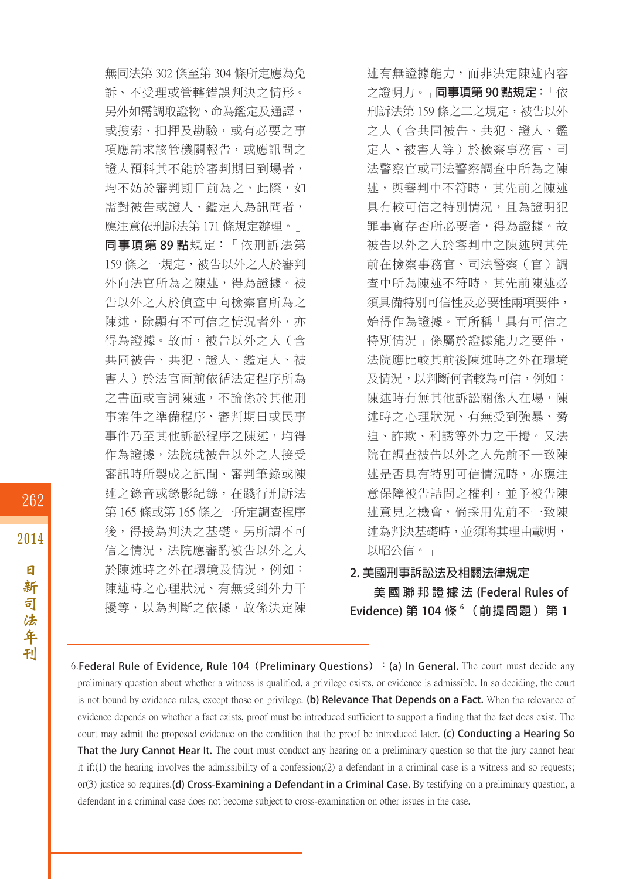無同法第 302 條至第 304 條所定應為免訴、不受理或管轄錯誤判決之情形。另外如需調取證物、命為鑑定及通譯，或搜索、扣押及勘驗，或有必要之事項應請求該管機關報告，或應訊問之證人預料其不能於審判期日到場者，均不妨於審判期日前為之。此際，如需對被告或證人、鑑定人為訊問者，應注意依刑訴法第 171 條規定辦理。」**同事項第 89 點**規定：「依刑訴法第 159 條之一規定，被告以外之人於審判外向法官所為之陳述，得為證據。被告以外之人於偵查中向檢察官所為之陳述，除顯有不可信之情況者外，亦得為證據。故而，被告以外之人（含共同被告、共犯、證人、鑑定人、被害人）於法官面前依循法定程序所為之書面或言詞陳述，不論係於其他刑事案件之準備程序、審判期日或民事事件乃至其他訴訟程序之陳述，均得作為證據，法院就被告以外之人接受審訊時所製成之訊問、審判筆錄或陳述之錄音或錄影紀錄，在踐行刑訴法第 165 條或第 165 條之一所定調查程序後，得援為判決之基礎。另所謂不可信之情況，法院應審酌被告以外之人於陳述時之外在環境及情況，例如：陳述時之心理狀況、有無受到外力干擾等，以為判斷之依據，故係決定陳述有無證據能力，而非決定陳述內容之證明力。」**同事項第 90 點規定**：「依刑訴法第 159 條之二之規定，被告以外之人（含共同被告、共犯、證人、鑑定人、被害人等）於檢察事務官、司法警察官或司法警察調查中所為之陳述，與審判中不符時，其先前之陳述具有較可信之特別情況，且為證明犯罪事實存否所必要者，得為證據。故被告以外之人於審判中之陳述與其先前在檢察事務官、司法警察（官）調查中所為陳述不符時，其先前陳述必須具備特別可信性及必要性兩項要件，始得作為證據。而所稱「具有可信之特別情況」係屬於證據能力之要件，法院應比較其前後陳述時之外在環境及情況，以判斷何者較為可信，例如：陳述時有無其他訴訟關係人在場，陳述時之心理狀況、有無受到強暴、脅迫、詐欺、利誘等外力之干擾。又法院在調查被告以外之人先前不一致陳述是否具有特別可信情況時，亦應注意保障被告詰問之權利，並予被告陳述意見之機會，倘採用先前不一致陳述為判決基礎時，並須將其理由載明，以昭公信。」

**2. 美國刑事訴訟法及相關法律規定**

**美國聯邦證據法 (Federal Rules of Evidence) 第 104 條**[6]**（前提問題）第 1**

---

6.**Federal Rule of Evidence, Rule 104（Preliminary Questions）：(a) In General.** The court must decide any preliminary question about whether a witness is qualified, a privilege exists, or evidence is admissible. In so deciding, the court is not bound by evidence rules, except those on privilege. **(b) Relevance That Depends on a Fact.** When the relevance of evidence depends on whether a fact exists, proof must be introduced sufficient to support a finding that the fact does exist. The court may admit the proposed evidence on the condition that the proof be introduced later. **(c) Conducting a Hearing So That the Jury Cannot Hear It.** The court must conduct any hearing on a preliminary question so that the jury cannot hear it if:(1) the hearing involves the admissibility of a confession;(2) a defendant in a criminal case is a witness and so requests; or(3) justice so requires.**(d) Cross-Examining a Defendant in a Criminal Case.** By testifying on a preliminary question, a defendant in a criminal case does not become subject to cross-examination on other issues in the case.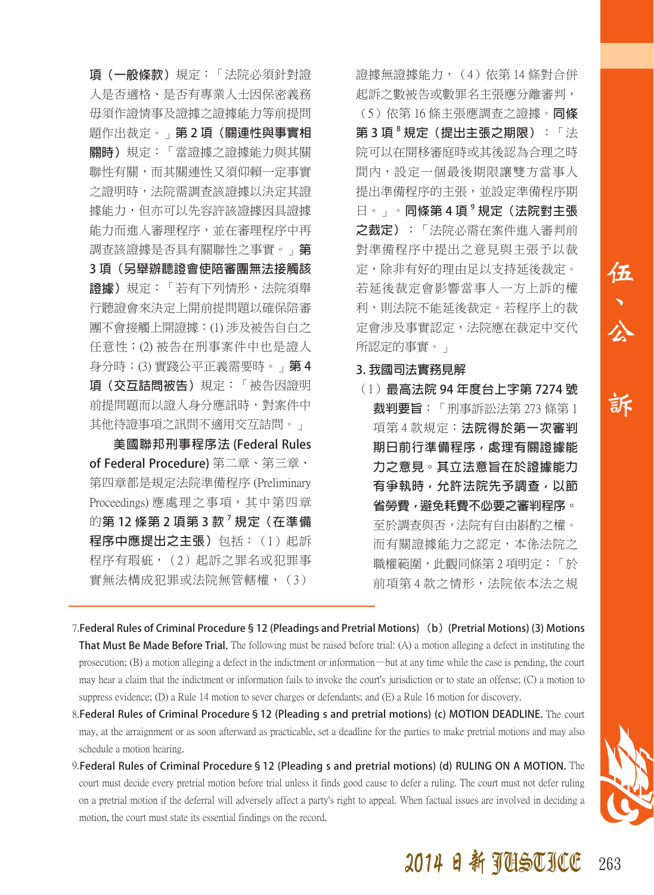項（一般條款）規定：「法院必須針對證人是否適格、是否有專業人士因保密義務毋須作證情事及證據之證據能力等前提問題作出裁定。」**第 2 項（關連性與事實相關時）**規定：「當證據之證據能力與其關聯性有關，而其關連性又須仰賴一定事實之證明時，法院需調查該證據以決定其證據能力，但亦可以先容許該證據因具證據能力而進入審理程序，並在審理程序中再調查該證據是否具有關聯性之事實。」**第 3 項（另舉辦聽證會使陪審團無法接觸該證據）**規定：「若有下列情形，法院須舉行聽證會來決定上開前提問題以確保陪審團不會接觸上開證據：(1) 涉及被告自白之任意性；(2) 被告在刑事案件中也是證人身分時；(3) 實踐公平正義需要時。」**第 4 項（交互詰問被告）**規定：「被告因證明前提問題而以證人身分應訊時，對案件中其他待證事項之訊問不適用交互詰問。」

**美國聯邦刑事程序法 (Federal Rules of Federal Procedure)** 第二章、第三章、第四章都是規定法院準備程序 (Preliminary Proceedings) 應處理之事項，其中第四章的**第 12 條第 2 項第 3 款**[7]**規定（在準備程序中應提出之主張）**包括：（1）起訴程序有瑕疵，（2）起訴之罪名或犯罪事實無法構成犯罪或法院無管轄權，（3）證據無證據能力，（4）依第 14 條對合併起訴之數被告或數罪名主張應分離審判，（5）依第 16 條主張應調查之證據。**同條第 3 項**[8]**規定（提出主張之期限）**：「法院可以在開移審庭時或其後認為合理之時間內，設定一個最後期限讓雙方當事人提出準備程序的主張，並設定準備程序期日。」。**同條第 4 項**[9]**規定（法院對主張之裁定）**：「法院必需在案件進入審判前對準備程序中提出之意見與主張予以裁定，除非有好的理由足以支持延後裁定。若延後裁定會影響當事人一方上訴的權利，則法院不能延後裁定。若程序上的裁定會涉及事實認定，法院應在裁定中交代所認定的事實。」

**3. 我國司法實務見解**

（1）**最高法院 94 年度台上字第 7274 號裁判要旨**：「刑事訴訟法第 273 條第 1 項第 4 款規定：**法院得於第一次審判期日前行準備程序，處理有關證據能力之意見。其立法意旨在於證據能力有爭執時，允許法院先予調查，以節省勞費，避免耗費不必要之審判程序。**至於調查與否，法院有自由斟酌之權。而有關證據能力之認定，本係法院之職權範圍，此觀同條第 2 項明定：「於前項第 4 款之情形，法院依本法之規

---

7. **Federal Rules of Criminal Procedure § 12 (Pleadings and Pretrial Motions)（b）(Pretrial Motions) (3) Motions That Must Be Made Before Trial.** The following must be raised before trial: (A) a motion alleging a defect in instituting the prosecution; (B) a motion alleging a defect in the indictment or information—but at any time while the case is pending, the court may hear a claim that the indictment or information fails to invoke the court's jurisdiction or to state an offense; (C) a motion to suppress evidence; (D) a Rule 14 motion to sever charges or defendants; and (E) a Rule 16 motion for discovery.

8. **Federal Rules of Criminal Procedure § 12 (Pleading s and pretrial motions) (c) MOTION DEADLINE.** The court may, at the arraignment or as soon afterward as practicable, set a deadline for the parties to make pretrial motions and may also schedule a motion hearing.

9. **Federal Rules of Criminal Procedure § 12 (Pleading s and pretrial motions) (d) RULING ON A MOTION.** The court must decide every pretrial motion before trial unless it finds good cause to defer a ruling. The court must not defer ruling on a pretrial motion if the deferral will adversely affect a party's right to appeal. When factual issues are involved in deciding a motion, the court must state its essential findings on the record.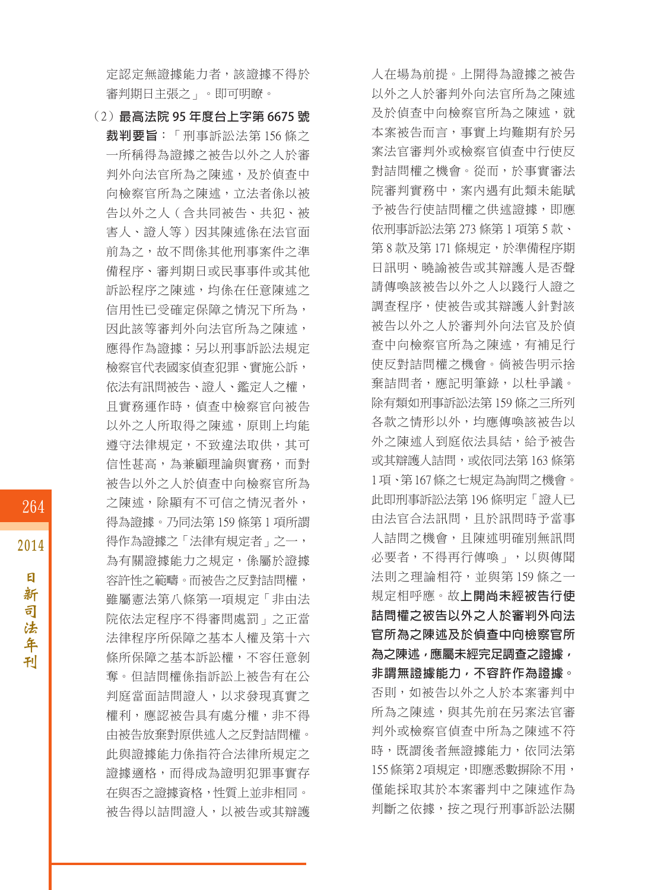定認定無證據能力者，該證據不得於審判期日主張之」。即可明瞭。

（2）**最高法院 95 年度台上字第 6675 號裁判要旨**：「刑事訴訟法第 156 條之一所稱得為證據之被告以外之人於審判外向法官所為之陳述，及於偵查中向檢察官所為之陳述，立法者係以被告以外之人（含共同被告、共犯、被害人、證人等）因其陳述係在法官面前為之，故不問係其他刑事案件之準備程序、審判期日或民事事件或其他訴訟程序之陳述，均係在任意陳述之信用性已受確定保障之情況下所為，因此該等審判外向法官所為之陳述，應得作為證據；另以刑事訴訟法規定檢察官代表國家偵查犯罪、實施公訴，依法有訊問被告、證人、鑑定人之權，且實務運作時，偵查中檢察官向被告以外之人所取得之陳述，原則上均能遵守法律規定，不致違法取供，其可信性甚高，為兼顧理論與實務，而對被告以外之人於偵查中向檢察官所為之陳述，除顯有不可信之情況者外，得為證據。乃同法第 159 條第 1 項所謂得作為證據之「法律有規定者」之一，為有關證據能力之規定，係屬於證據容許性之範疇。而被告之反對詰問權，雖屬憲法第八條第一項規定「非由法院依法定程序不得審問處罰」之正當法律程序所保障之基本人權及第十六條所保障之基本訴訟權，不容任意剝奪。但詰問權係指訴訟上被告有在公判庭當面詰問證人，以求發現真實之權利，應認被告具有處分權，非不得由被告放棄對原供述人之反對詰問權。此與證據能力係指符合法律所規定之證據適格，而得成為證明犯罪事實存在與否之證據資格，性質上並非相同。被告得以詰問證人，以被告或其辯護人在場為前提。上開得為證據之被告以外之人於審判外向法官所為之陳述及於偵查中向檢察官所為之陳述，就本案被告而言，事實上均難期有於另案法官審判外或檢察官偵查中行使反對詰問權之機會。從而，於事實審法院審判實務中，案內遇有此類未能賦予被告行使詰問權之供述證據，即應依刑事訴訟法第 273 條第 1 項第 5 款、第 8 款及第 171 條規定，於準備程序期日訊明、曉諭被告或其辯護人是否聲請傳喚該被告以外之人以踐行人證之調查程序，使被告或其辯護人針對該被告以外之人於審判外向法官及於偵查中向檢察官所為之陳述，有補足行使反對詰問權之機會。倘被告明示捨棄詰問者，應記明筆錄，以杜爭議。除有類如刑事訴訟法第 159 條之三所列各款之情形以外，均應傳喚該被告以外之陳述人到庭依法具結，給予被告或其辯護人詰問，或依同法第 163 條第 1 項、第 167 條之七規定為詢問之機會。此即刑事訴訟法第 196 條明定「證人已由法官合法訊問，且於訊問時予當事人詰問之機會，且陳述明確別無訊問必要者，不得再行傳喚」，以與傳聞法則之理論相符，並與第 159 條之一規定相呼應。故**上開尚未經被告行使詰問權之被告以外之人於審判外向法官所為之陳述及於偵查中向檢察官所為之陳述，應屬未經完足調查之證據，非謂無證據能力，不容許作為證據**。否則，如被告以外之人於本案審判中所為之陳述，與其先前在另案法官審判外或檢察官偵查中所為之陳述不符時，既謂後者無證據能力，依同法第 155 條第 2 項規定，即應悉數摒除不用，僅能採取其於本案審判中之陳述作為判斷之依據，按之現行刑事訴訟法關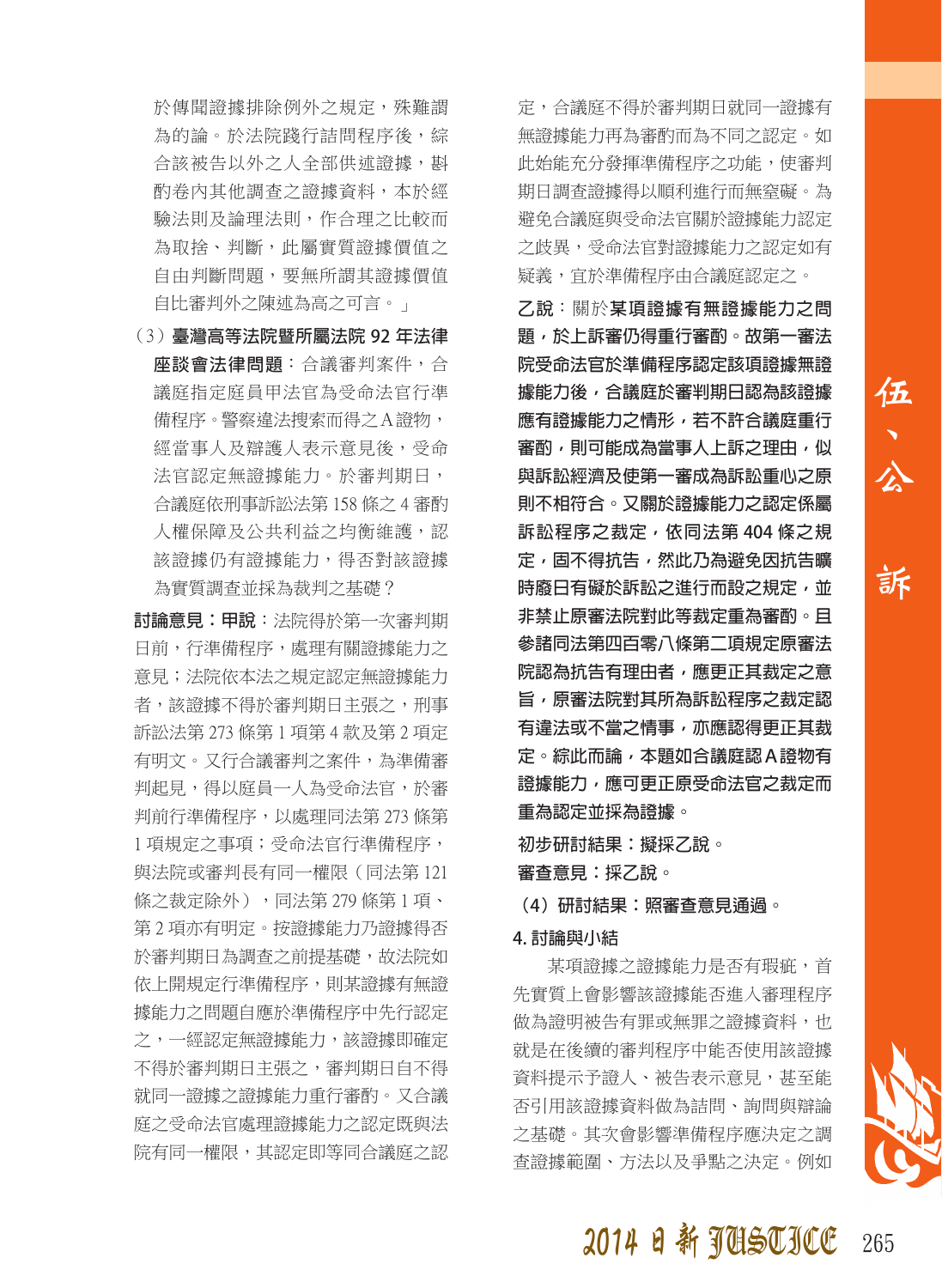於傳聞證據排除例外之規定，殊難謂為的論。於法院踐行詰問程序後，綜合該被告以外之人全部供述證據，斟酌卷內其他調查之證據資料，本於經驗法則及論理法則，作合理之比較而為取捨、判斷，此屬實質證據價值之自由判斷問題，要無所謂其證據價值自比審判外之陳述為高之可言。」

（3）**臺灣高等法院暨所屬法院 92 年法律座談會法律問題**：合議審判案件，合議庭指定庭員甲法官為受命法官行準備程序。警察違法搜索而得之A證物，經當事人及辯護人表示意見後，受命法官認定無證據能力。於審判期日，合議庭依刑事訴訟法第 158 條之 4 審酌人權保障及公共利益之均衡維護，認該證據仍有證據能力，得否對該證據為實質調查並採為裁判之基礎？

**討論意見：甲說**：法院得於第一次審判期日前，行準備程序，處理有關證據能力之意見；法院依本法之規定認定無證據能力者，該證據不得於審判期日主張之，刑事訴訟法第 273 條第 1 項第 4 款及第 2 項定有明文。又行合議審判之案件，為準備審判起見，得以庭員一人為受命法官，於審判前行準備程序，以處理同法第 273 條第 1 項規定之事項；受命法官行準備程序，與法院或審判長有同一權限（同法第 121 條之裁定除外），同法第 279 條第 1 項、第 2 項亦有明定。按證據能力乃證據得否於審判期日為調查之前提基礎，故法院如依上開規定行準備程序，則某證據有無證據能力之問題自應於準備程序中先行認定之，一經認定無證據能力，該證據即確定不得於審判期日主張之，審判期日自不得就同一證據之證據能力重行審酌。又合議庭之受命法官處理證據能力之認定既與法院有同一權限，其認定即等同合議庭之認定，合議庭不得於審判期日就同一證據有無證據能力再為審酌而為不同之認定。如此始能充分發揮準備程序之功能，使審判期日調查證據得以順利進行而無窒礙。為避免合議庭與受命法官關於證據能力認定之歧異，受命法官對證據能力之認定如有疑義，宜於準備程序由合議庭認定之。

**乙說**：**關於某項證據有無證據能力之問題，於上訴審仍得重行審酌。故第一審法院受命法官於準備程序認定該項證據無證據能力後，合議庭於審判期日認為該證據應有證據能力之情形，若不許合議庭重行審酌，則可能成為當事人上訴之理由，似與訴訟經濟及使第一審成為訴訟重心之原則不相符合。又關於證據能力之認定係屬訴訟程序之裁定，依同法第 404 條之規定，固不得抗告，然此乃為避免因抗告曠時廢日有礙於訴訟之進行而設之規定，並非禁止原審法院對此等裁定重為審酌。且參諸同法第四百零八條第二項規定原審法院認為抗告有理由者，應更正其裁定之意旨，原審法院對其所為訴訟程序之裁定認有違法或不當之情事，亦應認得更正其裁定。綜此而論，本題如合議庭認A證物有證據能力，應可更正原受命法官之裁定而重為認定並採為證據。**

**初步研討結果：擬採乙說。**

**審查意見：採乙說。**

**（4）研討結果：照審查意見通過。**

**4. 討論與小結**

某項證據之證據能力是否有瑕疵，首先實質上會影響該證據能否進入審理程序做為證明被告有罪或無罪之證據資料，也就是在後續的審判程序中能否使用該證據資料提示予證人、被告表示意見，甚至能否引用該證據資料做為詰問、詢問與辯論之基礎。其次會影響準備程序應決定之調查證據範圍、方法以及爭點之決定。例如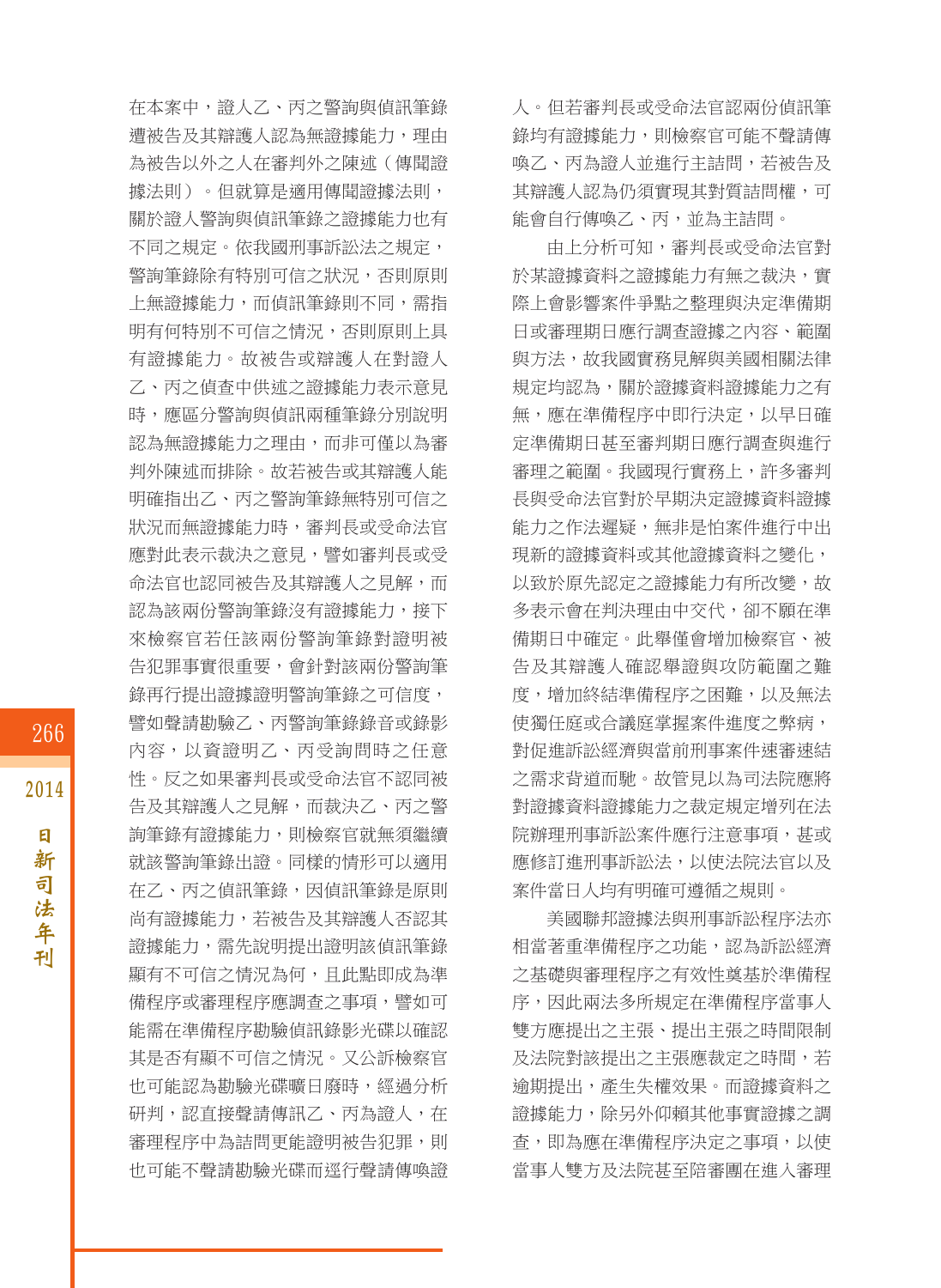在本案中，證人乙、丙之警詢與偵訊筆錄遭被告及其辯護人認為無證據能力，理由為被告以外之人在審判外之陳述（傳聞證據法則）。但就算是適用傳聞證據法則，關於證人警詢與偵訊筆錄之證據能力也有不同之規定。依我國刑事訴訟法之規定，警詢筆錄除有特別可信之狀況，否則原則上無證據能力，而偵訊筆錄則不同，需指明有何特別不可信之情況，否則原則上具有證據能力。故被告或辯護人在對證人乙、丙之偵查中供述之證據能力表示意見時，應區分警詢與偵訊兩種筆錄分別說明認為無證據能力之理由，而非可僅以為審判外陳述而排除。故若被告或其辯護人能明確指出乙、丙之警詢筆錄無特別可信之狀況而無證據能力時，審判長或受命法官應對此表示裁決之意見，譬如審判長或受命法官也認同被告及其辯護人之見解，而認為該兩份警詢筆錄沒有證據能力，接下來檢察官若任該兩份警詢筆錄對證明被告犯罪事實很重要，會針對該兩份警詢筆錄再行提出證據證明警詢筆錄之可信度，譬如聲請勘驗乙、丙警詢筆錄錄音或錄影內容，以資證明乙、丙受詢問時之任意性。反之如果審判長或受命法官不認同被告及其辯護人之見解，而裁決乙、丙之警詢筆錄有證據能力，則檢察官就無須繼續就該警詢筆錄出證。同樣的情形可以適用在乙、丙之偵訊筆錄，因偵訊筆錄是原則尚有證據能力，若被告及其辯護人否認其證據能力，需先說明提出證明該偵訊筆錄顯有不可信之情況為何，且此點即成為準備程序或審理程序應調查之事項，譬如可能需在準備程序勘驗偵訊錄影光碟以確認其是否有顯不可信之情況。又公訴檢察官也可能認為勘驗光碟曠日廢時，經過分析研判，認直接聲請傳訊乙、丙為證人，在審理程序中為詰問更能證明被告犯罪，則也可能不聲請勘驗光碟而逕行聲請傳喚證人。但若審判長或受命法官認兩份偵訊筆錄均有證據能力，則檢察官可能不聲請傳喚乙、丙為證人並進行主詰問，若被告及其辯護人認為仍須實現其質詰問權，可能會自行傳喚乙、丙，並為主詰問。

由上分析可知，審判長或受命法官對於某證據資料之證據能力有無之裁決，實際上會影響案件爭點之整理與決定準備期日或審理期日應行調查證據之內容、範圍與方法，故我國實務見解與美國相關法律規定均認為，關於證據資料證據能力之有無，應在準備程序中即行決定，以早日確定準備期日甚至審判期日應行調查與進行審理之範圍。我國現行實務上，許多審判長與受命法官對於早期決定證據資料證據能力之作法遲疑，無非是怕案件進行中出現新的證據資料或其他證據資料之變化，以致於原先認定之證據能力有所改變，故多表示會在判決理由中交代，卻不願在準備期日中確定。此舉僅會增加檢察官、被告及其辯護人確認舉證與攻防範圍之難度，增加終結準備程序之困難，以及無法使獨任庭或合議庭掌握案件進度之弊病，對促進訴訟經濟與當前刑事案件速審速結之需求背道而馳。故管見以為司法院應將對證據資料證據能力之裁定規定增列在法院辦理刑事訴訟案件應行注意事項，甚或應修訂進刑事訴訟法，以使法院法官以及案件當日人均有明確可遵循之規則。

美國聯邦證據法與刑事訴訟程序法亦相當著重準備程序之功能，認為訴訟經濟之基礎與審理程序之有效性奠基於準備程序，因此兩法多所規定在準備程序當事人雙方應提出之主張、提出主張之時間限制及法院對該提出之主張應裁定之時間，若逾期提出，產生失權效果。而證據資料之證據能力，除另外仰賴其他事實證據之調查，即為應在準備程序決定之事項，以使當事人雙方及法院甚至陪審團在進入審理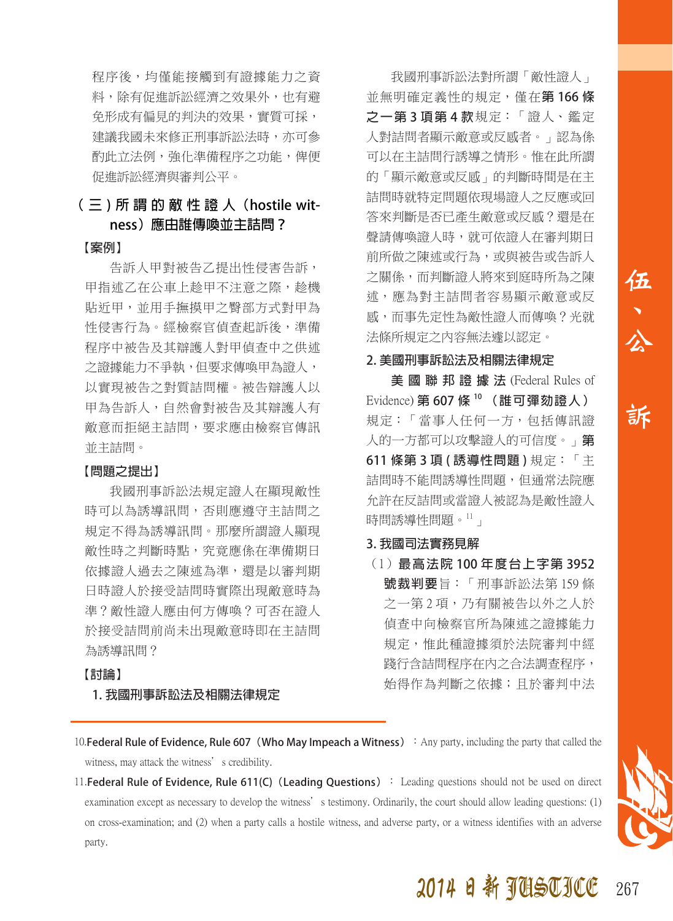程序後，均僅能接觸到有證據能力之資料，除有促進訴訟經濟之效果外，也有避免形成有偏見的判決的效果，實質可採，建議我國未來修正刑事訴訟法時，亦可參酌此立法例，強化準備程序之功能，俾便促進訴訟經濟與審判公平。

### （三）所謂的敵性證人（hostile witness）應由誰傳喚並主詰問？

**【案例】**

告訴人甲對被告乙提出性侵害告訴，甲指述乙在公車上趁甲不注意之際，趁機貼近甲，並用手撫摸甲之臀部方式對甲為性侵害行為。經檢察官偵查起訴後，準備程序中被告及其辯護人對甲偵查中之供述之證據能力不爭執，但要求傳喚甲為證人，以實現被告之對質詰問權。被告辯護人以甲為告訴人，自然會對被告及其辯護人有敵意而拒絕主詰問，要求應由檢察官傳訊並主詰問。

**【問題之提出】**

我國刑事訴訟法規定證人在顯現敵性時才可以為誘導訊問，否則應遵守主詰問之規定不得為誘導訊問。那麼所謂證人顯現敵性時之判斷時點，究竟應係在準備期日依據證人過去之陳述為準，還是以審判期日時證人於接受詰問時實際出現敵意時為準？敵性證人應由何方傳喚？可否在證人於接受詰問前尚未出現敵意時即在主詰問為誘導訊問？

**【討論】**

**1. 我國刑事訴訟法及相關法律規定**

我國刑事訴訟法對所謂「敵性證人」並無明確定義性的規定，僅在**第 166 條之一第 3 項第 4 款**規定：「證人、鑑定人對詰問者顯示敵意或反感者。」認為係可以在主詰問行誘導之情形。惟在此所謂的「顯示敵意或反感」的判斷時間是在主詰問時就特定問題依現場證人之反應或回答來判斷是否已產生敵意或反感？還是在聲請傳喚證人時，就可依證人在審判期日前所做之陳述或行為，或與被告或告訴人之關係，而判斷證人將來到庭時所為之陳述，應為對主詰問者容易顯示敵意或反感，而事先定性為敵性證人而傳喚？光就法條所規定之內容無法遽以認定。

**2. 美國刑事訴訟法及相關法律規定**

**美國聯邦證據法** (Federal Rules of Evidence) **第 607 條**[10]**（誰可彈劾證人）**規定：「當事人任何一方，包括傳訊證人的一方都可以攻擊證人的可信度。」**第 611 條第 3 項 (誘導性問題)** 規定：「主詰問時不能問誘導性問題，但通常法院應允許在反詰問或當證人被認為是敵性證人時問誘導性問題。[11]」

**3. 我國司法實務見解**

（1）**最高法院 100 年度台上字第 3952 號裁判要**旨：「刑事訴訟法第 159 條之一第 2 項，乃有關被告以外之人於偵查中向檢察官所為陳述之證據能力規定，惟此種證據須於法院審判中經踐行含詰問程序在內之合法調查程序，始得作為判斷之依據；且於審判中法

---

10. **Federal Rule of Evidence, Rule 607（Who May Impeach a Witness）**：Any party, including the party that called the witness, may attack the witness' s credibility.

11. **Federal Rule of Evidence, Rule 611(C)（Leading Questions）**： Leading questions should not be used on direct examination except as necessary to develop the witness' s testimony. Ordinarily, the court should allow leading questions: (1) on cross-examination; and (2) when a party calls a hostile witness, and adverse party, or a witness identifies with an adverse party.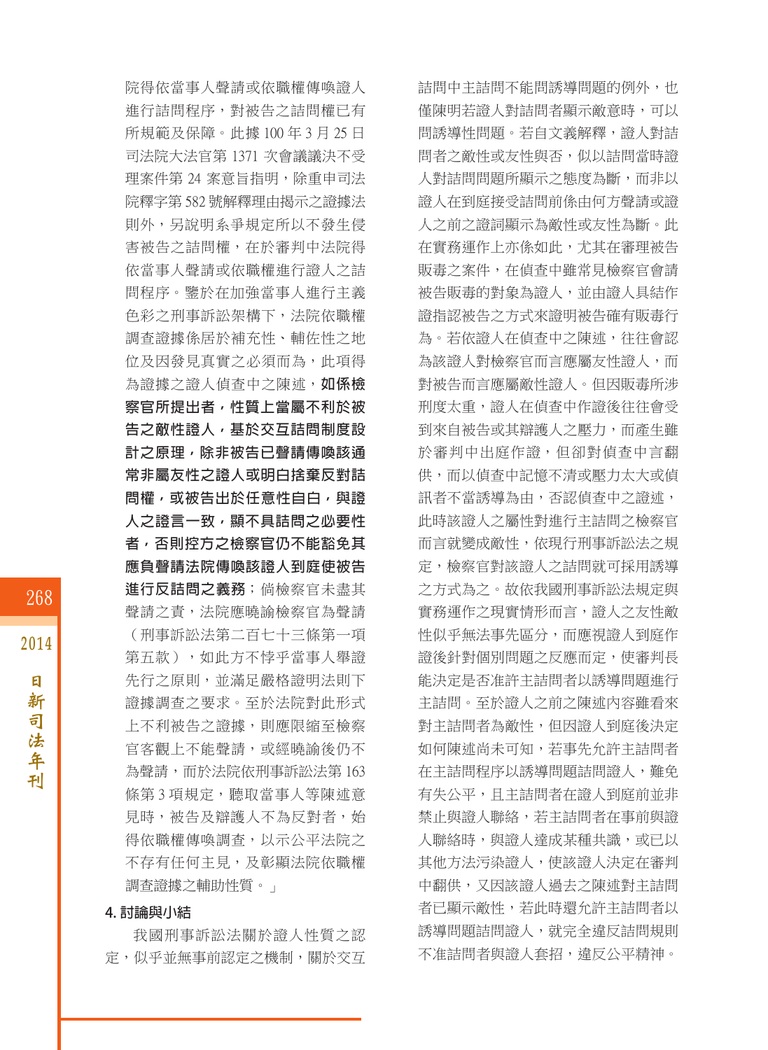院得依當事人聲請或依職權傳喚證人進行詰問程序，對被告之詰問權已有所規範及保障。此據 100 年 3 月 25 日司法院大法官第 1371 次會議議決不受理案件第 24 案意旨指明，除重申司法院釋字第 582 號解釋理由揭示之證據法則外，另說明系爭規定所以不發生侵害被告之詰問權，在於審判中法院得依當事人聲請或依職權進行證人之詰問程序。鑒於在加強當事人進行主義色彩之刑事訴訟架構下，法院依職權調查證據係居於補充性、輔佐性之地位及因發見真實之必須而為，此項得為證據之證人偵查中之陳述，**如係檢察官所提出者，性質上當屬不利於被告之敵性證人，基於交互詰問制度設計之原理，除非被告已聲請傳喚該通常非屬友性之證人或明白捨棄反對詰問權，或被告出於任意性自白，與證人之證言一致，顯不具詰問之必要性者，否則控方之檢察官仍不能豁免其應負聲請法院傳喚該證人到庭使被告進行反詰問之義務**；倘檢察官未盡其聲請之責，法院應曉諭檢察官為聲請（刑事訴訟法第二百七十三條第一項第五款），如此方不悖乎當事人舉證先行之原則，並滿足嚴格證明法則下證據調查之要求。至於法院對此形式上不利被告之證據，則應限縮至檢察官客觀上不能聲請，或經曉諭後仍不為聲請，而於法院依刑事訴訟法第 163 條第 3 項規定，聽取當事人等陳述意見時，被告及辯護人不為反對者，始得依職權傳喚調查，以示公平法院之不存有任何主見，及彰顯法院依職權調查證據之輔助性質。」

**4. 討論與小結**

我國刑事訴訟法關於證人性質之認定，似乎並無事前認定之機制，關於交互詰問中主詰問不能問誘導問題的例外，也僅陳明若證人對詰問者顯示敵意時，可以問誘導性問題。若自文義解釋，證人對詰問者之敵性或友性與否，似以詰問當時證人對詰問問題所顯示之態度為斷，而非以證人在到庭接受詰問前係由何方聲請或證人之前之證詞顯示為敵性或友性為斷。此在實務運作上亦係如此，尤其在審理被告販毒之案件，在偵查中雖常見檢察官會請被告販毒的對象為證人，並由證人具結作證指認被告之方式來證明被告確有販毒行為。若依證人在偵查中之陳述，往往會認為該證人對檢察官而言應屬友性證人，而對被告而言應屬敵性證人。但因販毒所涉刑度太重，證人在偵查中作證後往往會受到來自被告或其辯護人之壓力，而產生雖於審判中出庭作證，但卻對偵查中言翻供，而以偵查中記憶不清或壓力太大或偵訊者不當誘導為由，否認偵查中之證述，此時該證人之屬性對進行主詰問之檢察官而言就變成敵性，依現行刑事訴訟法之規定，檢察官對該證人之詰問就可採用誘導之方式為之。故依我國刑事訴訟法規定與實務運作之現實情形而言，證人之友性敵性似乎無法事先區分，而應視證人到庭作證後針對個別問題之反應而定，使審判長能決定是否准許主詰問者以誘導問題進行主詰問。至於證人之前之陳述內容雖看來對主詰問者為敵性，但因證人到庭後決定如何陳述尚未可知，若事先允許主詰問者在主詰問程序以誘導問題詰問證人，難免有失公平，且主詰問者在證人到庭前並非禁止與證人聯絡，若主詰問者在事前與證人聯絡時，與證人達成某種共識，或已以其他方法污染證人，使該證人決定在審判中翻供，又因該證人過去之陳述對主詰問者已顯示敵性，若此時還允許主詰問者以誘導問題詰問證人，就完全違反詰問規則不准詰問者與證人套招，違反公平精神。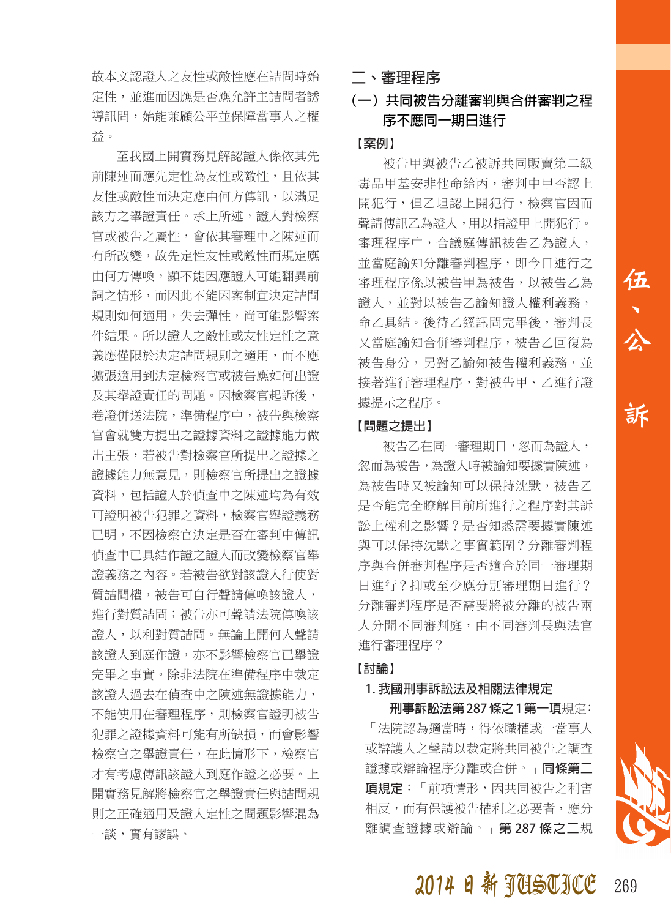故本文認證人之友性或敵性應在詰問時始定性，並進而因應是否應允許主詰問者誘導訊問，始能兼顧公平並保障當事人之權益。

至我國上開實務見解認證人係依其先前陳述而應先定性為友性或敵性，且依其友性或敵性而決定應由何方傳訊，以滿足該方之舉證責任。承上所述，證人對檢察官或被告之屬性，會依其審理中之陳述而有所改變，故先定性友性或敵性而規定應由何方傳喚，顯不能因應證人可能翻異前詞之情形，而因此不能因案制宜決定詰問規則如何適用，失去彈性，尚可能影響案件結果。所以證人之敵性或友性定性之意義應僅限於決定詰問規則之適用，而不應擴張適用到決定檢察官或被告應如何出證及其舉證責任的問題。因檢察官起訴後，卷證併送法院，準備程序中，被告與檢察官會就雙方提出之證據資料之證據能力做出主張，若被告對檢察官所提出之證據之證據能力無意見，則檢察官所提出之證據資料，包括證人於偵查中之陳述均為有效可證明被告犯罪之資料，檢察官舉證義務已明，不因檢察官決定是否在審判中傳訊偵查中已具結作證之證人而改變檢察官舉證義務之內容。若被告欲對該證人行使對質詰問權，被告可自行聲請傳喚該證人，進行對質詰問；被告亦可聲請法院傳喚該證人，以利對質詰問。無論上開何人聲請該證人到庭作證，亦不影響檢察官已舉證完畢之事實。除非法院在準備程序中裁定該證人過去在偵查中之陳述無證據能力，不能使用在審理程序，則檢察官證明被告犯罪之證據資料可能有所缺損，而會影響檢察官之舉證責任，在此情形下，檢察官才有考慮傳訊該證人到庭作證之必要。上開實務見解將檢察官之舉證責任與詰問規則之正確適用及證人定性之問題影響混為一談，實有謬誤。

## 二、審理程序

### （一）共同被告分離審判與合併審判之程序不應同一期日進行

**【案例】**

被告甲與被告乙被訴共同販賣第二級毒品甲基安非他命給丙，審判中甲否認上開犯行，但乙坦認上開犯行，檢察官因而聲請傳訊乙為證人，用以指證甲上開犯行。審理程序中，合議庭傳訊被告乙為證人，並當庭諭知分離審判程序，即今日進行之審理程序係以被告甲為被告，以被告乙為證人，並對以被告乙諭知證人權利義務，命乙具結。後待乙經訊問完畢後，審判長又當庭諭知合併審判程序，被告乙回復為被告身分，另對乙諭知被告權利義務，並接著進行審理程序，對被告甲、乙進行證據提示之程序。

**【問題之提出】**

被告乙在同一審理期日，忽而為證人，忽而為被告，為證人時被諭知要據實陳述，為被告時又被諭知可以保持沈默，被告乙是否能完全瞭解目前所進行之程序對其訴訟上權利之影響？是否知悉需要據實陳述與可以保持沈默之事實範圍？分離審判程序與合併審判程序是否適合於同一審理期日進行？抑或至少應分別審理期日進行？分離審判程序是否需要將被分離的被告兩人分開不同審判庭，由不同審判長與法官進行審理程序？

**【討論】**

**1. 我國刑事訴訟法及相關法律規定**

**刑事訴訟法第 287 條之 1 第一項**規定：「法院認為適當時，得依職權或一當事人或辯護人之聲請以裁定將共同被告之調查證據或辯論程序分離或合併。」**同條第二項規定**：「前項情形，因共同被告之利害相反，而有保護被告權利之必要者，應分離調查證據或辯論。」**第 287 條之二**規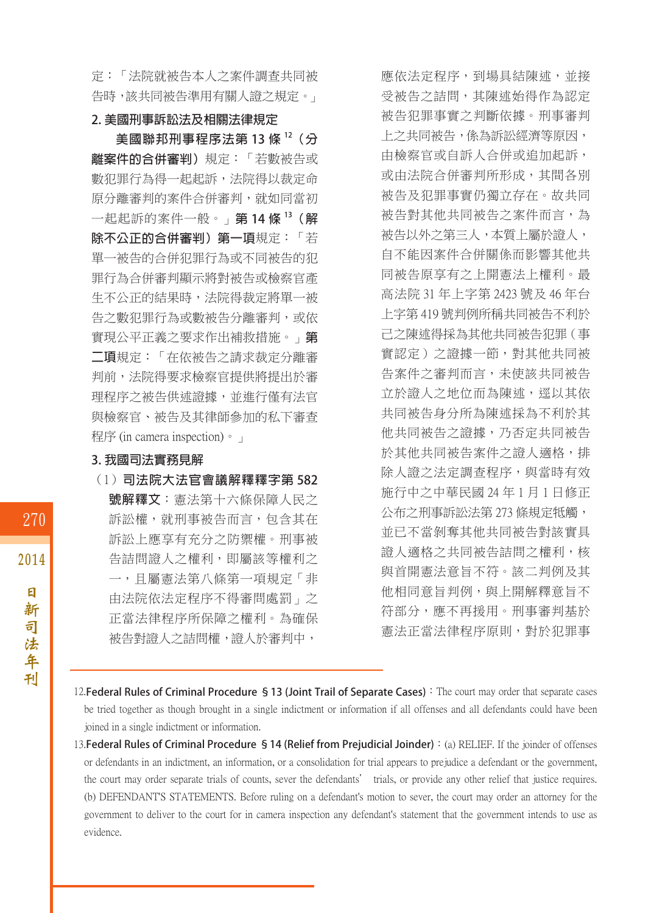定：「法院就被告本人之案件調查共同被告時，該共同被告準用有關人證之規定。」

**2. 美國刑事訴訟法及相關法律規定**

**美國聯邦刑事程序法第 13 條**[12]**（分離案件的合併審判）**規定：「若數被告或數犯罪行為得一起起訴，法院得以裁定命原分離審判的案件合併審判，就如同當初一起起訴的案件一般。」**第 14 條**[13]**（解除不公正的合併審判）第一項**規定：「若單一被告的合併犯罪行為或不同被告的犯罪行為合併審判顯示將對被告或檢察官產生不公正的結果時，法院得裁定將單一被告之數犯罪行為或數被告分離審判，或依實現公平正義之要求作出補救措施。」**第二項**規定：「在依被告之請求裁定分離審判前，法院得要求檢察官提供將提出於審理程序之被告供述證據，並進行僅有法官與檢察官、被告及其律師參加的私下審查程序 (in camera inspection)。」

**3. 我國司法實務見解**

（1）**司法院大法官會議解釋釋字第 582 號解釋文**：憲法第十六條保障人民之訴訟權，就刑事被告而言，包含其在訴訟上應享有充分之防禦權。刑事被告詰問證人之權利，即屬該等權利之一，且屬憲法第八條第一項規定「非由法院依法定程序不得審問處罰」之正當法律程序所保障之權利。為確保被告對證人之詰問權，證人於審判中，應依法定程序，到場具結陳述，並接受被告之詰問，其陳述始得作為認定被告犯罪事實之判斷依據。刑事審判上之共同被告，係為訴訟經濟等原因，由檢察官或自訴人合併或追加起訴，或由法院合併審判所形成，其間各別被告及犯罪事實仍獨立存在。故共同被告對其他共同被告之案件而言，為被告以外之第三人，本質上屬於證人，自不能因案件合併關係而影響其他共同被告原享有之上開憲法上權利。最高法院 31 年上字第 2423 號及 46 年台上字第 419 號判例所稱共同被告不利於己之陳述得採為其他共同被告犯罪（事實認定）之證據一節，對其他共同被告案件之審判而言，未使該共同被告立於證人之地位而為陳述，逕以其依共同被告身分所為陳述採為不利於其他共同被告之證據，乃否定共同被告於其他共同被告案件之證人適格，排除人證之法定調查程序，與當時有效施行中之中華民國 24 年 1 月 1 日修正公布之刑事訴訟法第 273 條規定牴觸，並已不當剝奪其他共同被告對該實具證人適格之共同被告詰問之權利，核與首開憲法意旨不符。該二判例及其他相同意旨判例，與上開解釋意旨不符部分，應不再援用。刑事審判基於憲法正當法律程序原則，對於犯罪事

---

12. **Federal Rules of Criminal Procedure §13 (Joint Trail of Separate Cases)**：The court may order that separate cases be tried together as though brought in a single indictment or information if all offenses and all defendants could have been joined in a single indictment or information.

13. **Federal Rules of Criminal Procedure §14 (Relief from Prejudicial Joinder)**：(a) RELIEF. If the joinder of offenses or defendants in an indictment, an information, or a consolidation for trial appears to prejudice a defendant or the government, the court may order separate trials of counts, sever the defendants' trials, or provide any other relief that justice requires. (b) DEFENDANT'S STATEMENTS. Before ruling on a defendant's motion to sever, the court may order an attorney for the government to deliver to the court for in camera inspection any defendant's statement that the government intends to use as evidence.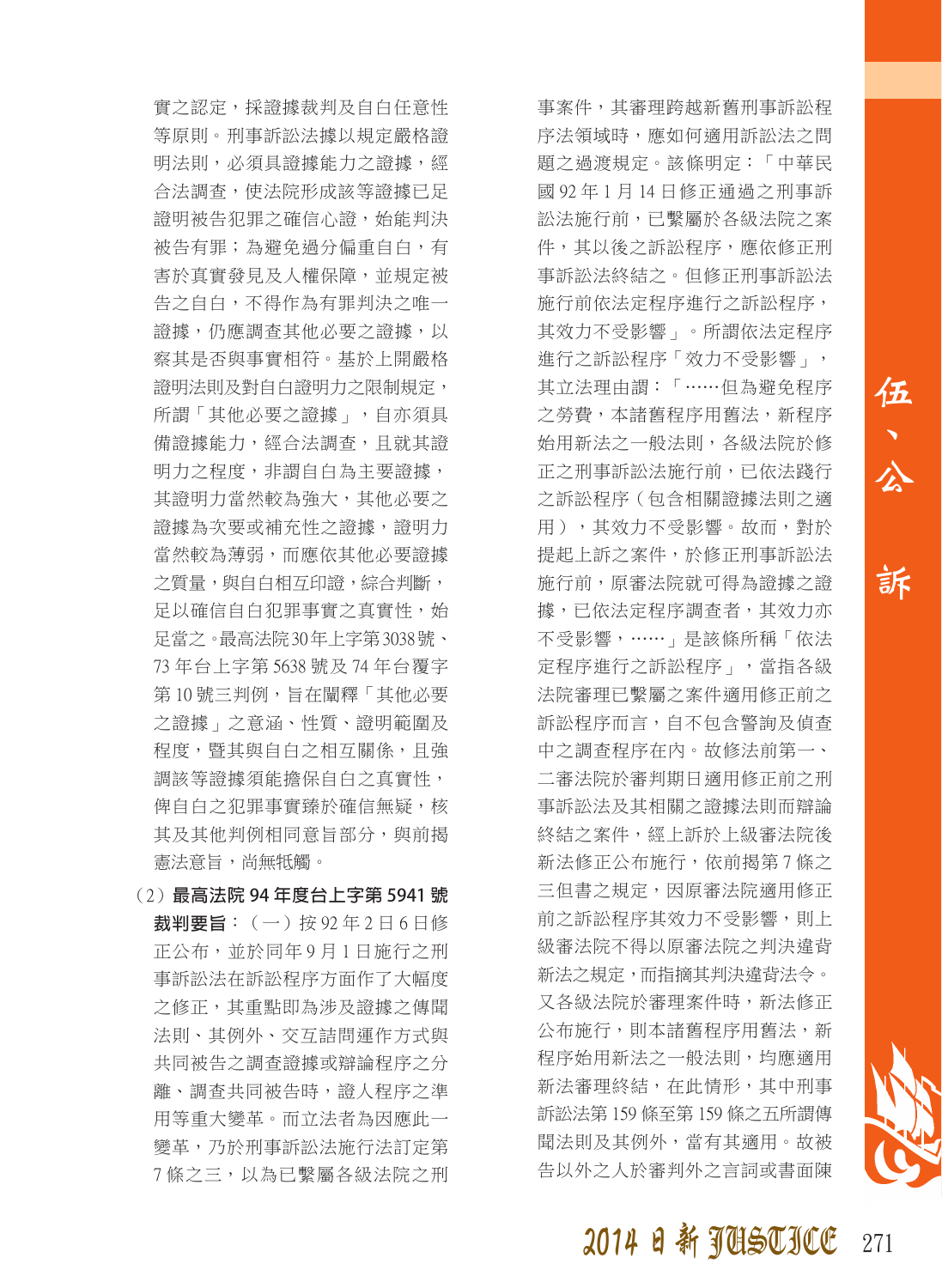實之認定，採證據裁判及自白任意性等原則。刑事訴訟法據以規定嚴格證明法則，必須具證據能力之證據，經合法調查，使法院形成該等證據已足證明被告犯罪之確信心證，始能判決被告有罪；為避免過分偏重自白，有害於真實發見及人權保障，並規定被告之自白，不得作為有罪判決之唯一證據，仍應調查其他必要之證據，以察其是否與事實相符。基於上開嚴格證明法則及對自白證明力之限制規定，所謂「其他必要之證據」，自亦須具備證據能力，經合法調查，且就其證明力之程度，非謂自白為主要證據，其證明力當然較為強大，其他必要之證據為次要或補充性之證據，證明力當然較為薄弱，而應依其他必要證據之質量，與自白相互印證，綜合判斷，足以確信自白犯罪事實之真實性，始足當之。最高法院30年上字第3038號、73年台上字第5638號及74年台覆字第10號三判例，旨在闡釋「其他必要之證據」之意涵、性質、證明範圍及程度，暨其與自白之相互關係，且強調該等證據須能擔保自白之真實性，俾自白之犯罪事實臻於確信無疑，核其及其他判例相同意旨部分，與前揭憲法意旨，尚無牴觸。

（2）**最高法院94年度台上字第5941號裁判要旨**：（一）按92年2月6日修正公布，並於同年9月1日施行之刑事訴訟法在訴訟程序方面作了大幅度之修正，其重點即為涉及證據之傳聞法則、其例外、交互詰問運作方式與共同被告之調查證據或辯論程序之分離、調查共同被告時，證人程序之準用等重大變革。而立法者為因應此一變革，乃於刑事訴訟法施行法訂定第7條之三，以為已繫屬各級法院之刑事案件，其審理跨越新舊刑事訴訟程序法領域時，應如何適用訴訟法之問題之過渡規定。該條明定：「中華民國92年1月14日修正通過之刑事訴訟法施行前，已繫屬於各級法院之案件，其以後之訴訟程序，應依修正刑事訴訟法終結之。但修正刑事訴訟法施行前依法定程序進行之訴訟程序，其效力不受影響」。所謂依法定程序進行之訴訟程序「效力不受影響」，其立法理由謂：「……但為避免程序之勞費，本諸舊程序用舊法，新程序始用新法之一般法則，各級法院於修正之刑事訴訟法施行前，已依法踐行之訴訟程序（包含相關證據法則之適用），其效力不受影響。故而，對於提起上訴之案件，於修正刑事訴訟法施行前，原審法院就可得為證據之證據，已依法定程序調查者，其效力亦不受影響，……」是該條所稱「依法定程序進行之訴訟程序」，當指各級法院審理已繫屬之案件適用修正前之訴訟程序而言，自不包含警詢及偵查中之調查程序在內。故修法前第一、二審法院於審判期日適用修正前之刑事訴訟法及其相關之證據法則而辯論終結之案件，經上訴於上級審法院後新法修正公布施行，依前揭第7條之三但書之規定，因原審法院適用修正前之訴訟程序其效力不受影響，則上級審法院不得以原審法院之判決違背新法之規定，而指摘其判決違背法令。又各級法院於審理案件時，新法修正公布施行，則本諸舊程序用舊法，新程序始用新法之一般法則，均應適用新法審理終結，在此情形，其中刑事訴訟法第159條至第159條之五所謂傳聞法則及其例外，當有其適用。故被告以外之人於審判外之言詞或書面陳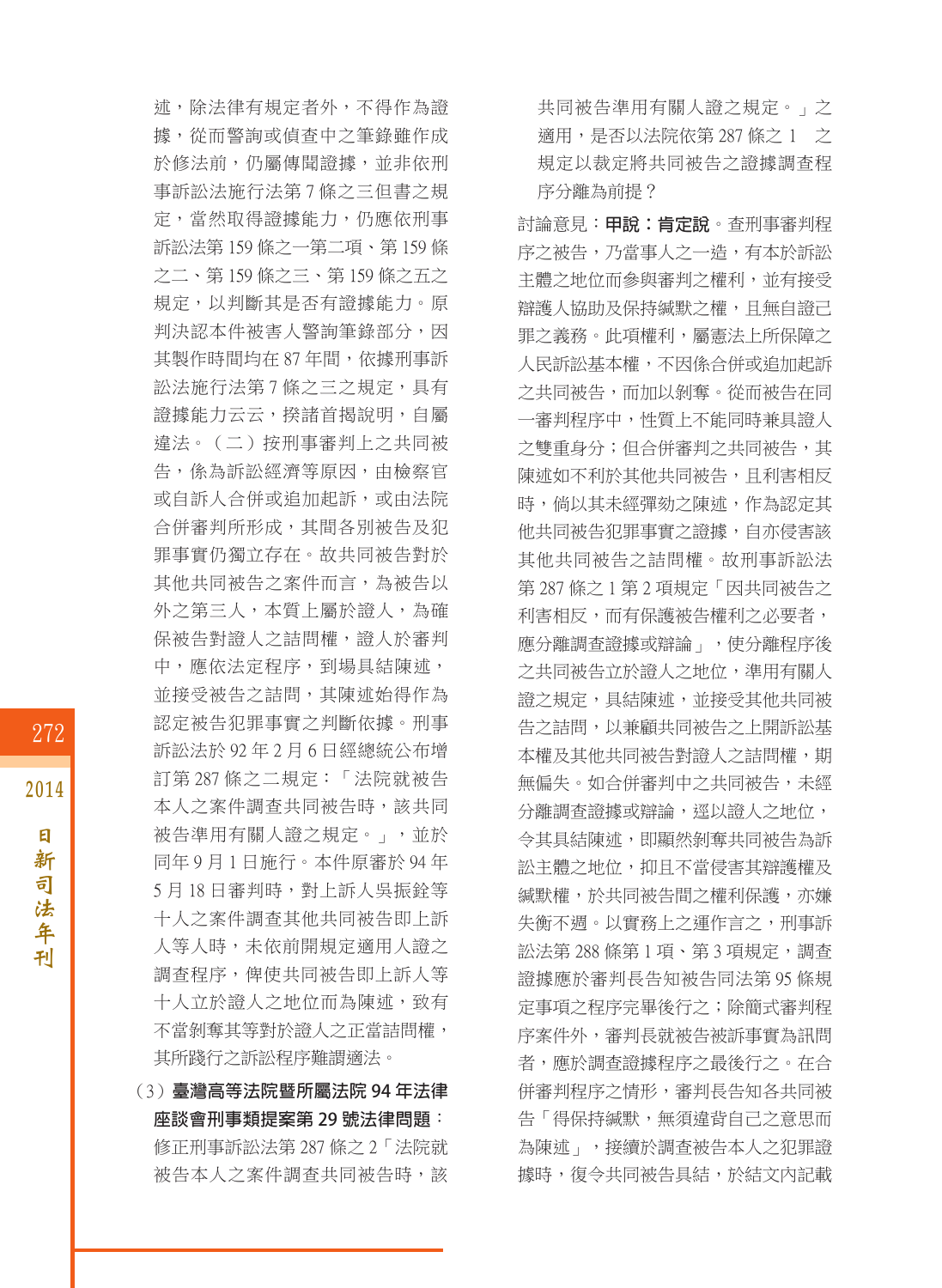述，除法律有規定者外，不得作為證據，從而警詢或偵查中之筆錄雖作成於修法前，仍屬傳聞證據，並非依刑事訴訟法施行法第 7 條之三但書之規定，當然取得證據能力，仍應依刑事訴訟法第 159 條之一第二項、第 159 條之二、第 159 條之三、第 159 條之五之規定，以判斷其是否有證據能力。原判決認本件被害人警詢筆錄部分，因其製作時間均在 87 年間，依據刑事訴訟法施行法第 7 條之三之規定，具有證據能力云云，揆諸首揭說明，自屬違法。（二）按刑事審判上之共同被告，係為訴訟經濟等原因，由檢察官或自訴人合併或追加起訴，或由法院合併審判所形成，其間各別被告及犯罪事實仍獨立存在。故共同被告對於其他共同被告之案件而言，為被告以外之第三人，本質上屬於證人，為確保被告對證人之詰問權，證人於審判中，應依法定程序，到場具結陳述，並接受被告之詰問，其陳述始得作為認定被告犯罪事實之判斷依據。刑事訴訟法於 92 年 2 月 6 日經總統公布增訂第 287 條之二規定：「法院就被告本人之案件調查共同被告時，該共同被告準用有關人證之規定。」，並於同年 9 月 1 日施行。本件原審於 94 年 5 月 18 日審判時，對上訴人吳振銓等十人之案件調查其他共同被告即上訴人等人時，未依前開規定適用人證之調查程序，俾使共同被告即上訴人等十人立於證人之地位而為陳述，致有不當剝奪其等對於證人之正當詰問權，其所踐行之訴訟程序難謂適法。

(3) **臺灣高等法院暨所屬法院 94 年法律座談會刑事類提案第 29 號法律問題**：修正刑事訴訟法第 287 條之 2「法院就被告本人之案件調查共同被告時，該共同被告準用有關人證之規定。」之適用，是否以法院依第 287 條之 1 之規定以裁定將共同被告之證據調查程序分離為前提？

討論意見：**甲說：肯定說**。查刑事審判程序之被告，乃當事人之一造，有本於訴訟主體之地位而參與審判之權利，並有接受辯護人協助及保持緘默之權，且無自證己罪之義務。此項權利，屬憲法上所保障之人民訴訟基本權，不因係合併或追加起訴之共同被告，而加以剝奪。從而被告在同一審判程序中，性質上不能同時兼具證人之雙重身分；但合併審判之共同被告，其陳述如不利於其他共同被告，且利害相反時，倘以其未經彈劾之陳述，作為認定其他共同被告犯罪事實之證據，自亦侵害該其他共同被告之詰問權。故刑事訴訟法第 287 條之 1 第 2 項規定「因共同被告之利害相反，而有保護被告權利之必要者，應分離調查證據或辯論」，使分離程序後之共同被告立於證人之地位，準用有關人證之規定，具結陳述，並接受其他共同被告之詰問，以兼顧共同被告之上開訴訟基本權及其他共同被告對證人之詰問權，期無偏失。如合併審判中之共同被告，未經分離調查證據或辯論，逕以證人之地位，令其具結陳述，即顯然剝奪共同被告為訴訟主體之地位，抑且不當侵害其辯護權及緘默權，於共同被告間之權利保護，亦嫌失衡不週。以實務上之運作言之，刑事訴訟法第 288 條第 1 項、第 3 項規定，調查證據應於審判長告知被告同法第 95 條規定事項之程序完畢後行之；除簡式審判程序案件外，審判長就被告被訴事實為訊問者，應於調查證據程序之最後行之。在合併審判程序之情形，審判長告知各共同被告「得保持緘默，無須違背自己之意思而為陳述」，接續於調查被告本人之犯罪證據時，復令共同被告具結，於結文內記載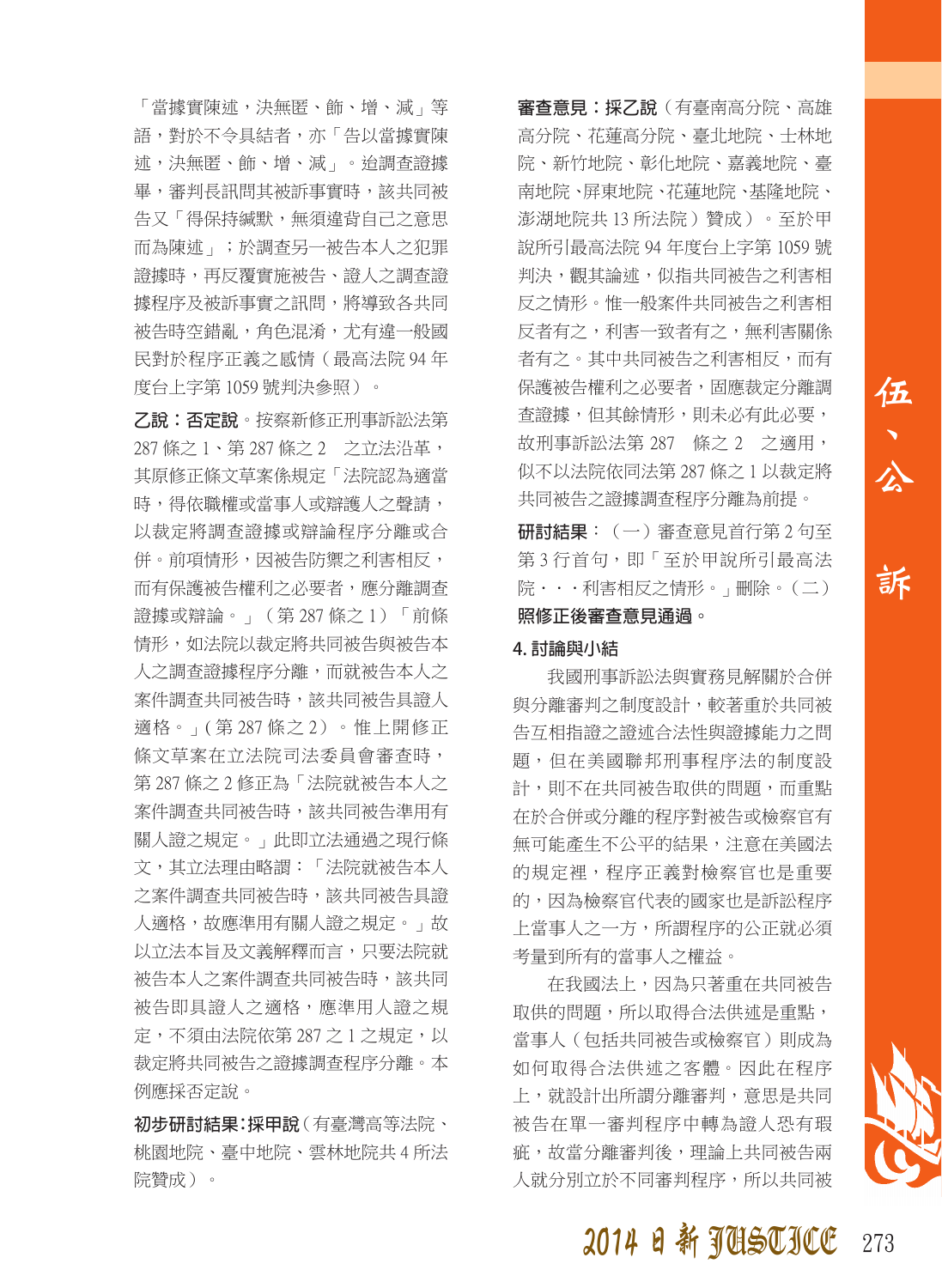「當據實陳述，決無匿、飾、增、減」等語，對於不令具結者，亦「告以當據實陳述，決無匿、飾、增、減」。迨調查證據畢，審判長訊問其被訴事實時，該共同被告又「得保持緘默，無須違背自己之意思而為陳述」；於調查另一被告本人之犯罪證據時，再反覆實施被告、證人之調查證據程序及被訴事實之訊問，將導致各共同被告時空錯亂，角色混淆，尤有違一般國民對於程序正義之感情（最高法院 94 年度台上字第 1059 號判決參照）。

**乙說：否定說**。按新修正刑事訴訟法第 287 條之 1、第 287 條之 2　之立法沿革，其原修正條文草案條規定「法院認為適當時，得依職權或當事人或辯護人之聲請，以裁定將調查證據或辯論程序分離或合併。前項情形，因被告防禦之利害相反，而有保護被告權利之必要者，應分離調查證據或辯論。」（第 287 條之 1）「前條情形，如法院以裁定將共同被告與被告本人之調查證據程序分離，而就被告本人之案件調查共同被告時，該共同被告具證人適格。」（第 287 條之 2）。惟上開修正條文草案在立法院司法委員會審查時，第 287 條之 2 修正為「法院就被告本人之案件調查共同被告時，該共同被告準用有關人證之規定。」此即立法通過之現行條文，其立法理由略謂：「法院就被告本人之案件調查共同被告時，該共同被告具證人適格，故應準用有關人證之規定。」故以立法本旨及文義解釋而言，只要法院就被告本人之案件調查共同被告時，該共同被告即具證人之適格，應準用人證之規定，不須由法院依第 287 之 1 之規定，以裁定將共同被告之證據調查程序分離。本例應採否定說。

**初步研討結果：採甲說**（有臺灣高等法院、桃園地院、臺中地院、雲林地院共 4 所法院贊成）。

**審查意見：採乙說**（有臺南高分院、高雄高分院、花蓮高分院、臺北地院、士林地院、新竹地院、彰化地院、嘉義地院、臺南地院、屏東地院、花蓮地院、基隆地院、澎湖地院共 13 所法院贊成）。至於甲說所引最高法院 94 年度台上字第 1059 號判決，觀其論述，似指共同被告之利害相反之情形。惟一般案件共同被告之利害相反者有之，利害一致者有之，無利害關係者有之。其中共同被告之利害相反，而有保護被告權利之必要者，固應裁定分離調查證據，但其餘情形，則未必有此必要，故刑事訴訟法第 287　條之 2　之適用，似不以法院依同法第 287 之 1 以裁定將共同被告之證據調查程序分離為前提。

**研討結果**：（一）審查意見首行第 2 句至第 3 行首句，即「至於甲說所引最高法院・・・利害相反之情形。」刪除。（二）**照修正後審查意見通過。**

**4. 討論與小結**

我國刑事訴訟法與實務見解關於合併與分離審判之制度設計，較著重於共同被告互相指證之證述合法性與證據能力之問題，但在美國聯邦刑事程序法的制度設計，則不在共同被告取供的問題，而重點在於合併或分離的程序對被告或檢察官有無可能產生不公平的結果，注意在美國法的規定裡，程序正義對檢察官也是重要的，因為檢察官代表的國家也是訴訟程序上當事人之一方，所謂程序的公正就必須考量到所有的當事人之權益。

在我國法上，因為只著重在共同被告取供的問題，所以取得合法供述是重點，當事人（包括共同被告或檢察官）則成為如何取得合法供述之客體。因此在程序上，就設計出所謂分離審判，意思是共同被告在單一審判程序中轉為證人恐有瑕疵，故當分離審判後，理論上共同被告兩人就分別立於不同審判程序，所以共同被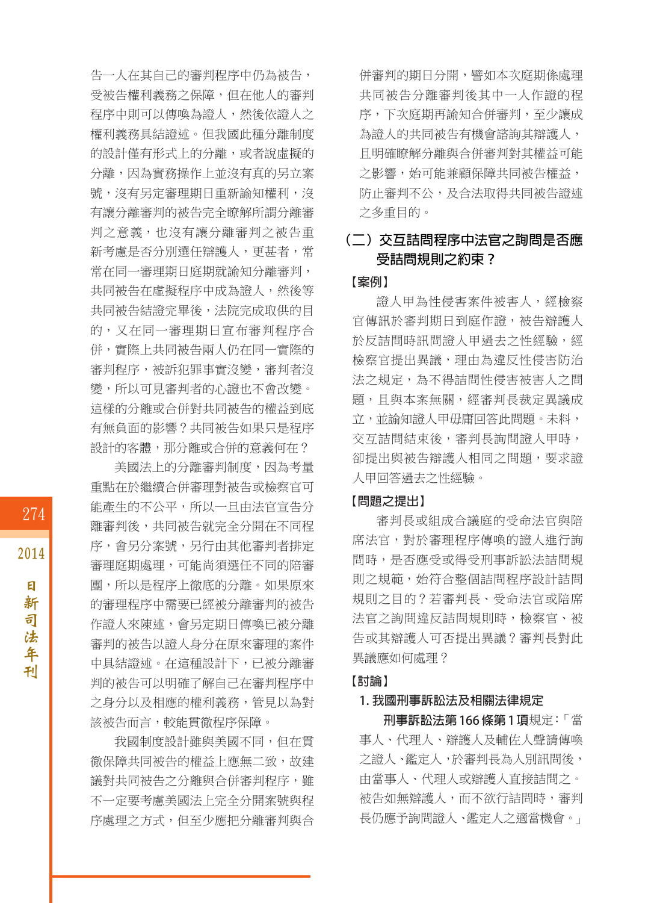告一人在其自己的審判程序中仍為被告，受被告權利義務之保障，但在他人的審判程序中則可以傳喚為證人，然後依證人之權利義務具結證述。但我國此種分離制度的設計僅有形式上的分離，或者說虛擬的分離，因為實務操作上並沒有真的另立案號，沒有另定審理期日重新諭知權利，沒有讓分離審判的被告完全瞭解所謂分離審判之意義，也沒有讓分離審判之被告重新考慮是否分別選任辯護人，更甚者，常常在同一審理期日庭期就諭知分離審判，共同被告在虛擬程序中成為證人，然後等共同被告結證完畢後，法院完成取供的目的，又在同一審理期日宣布審判程序合併，實際上共同被告兩人仍在同一實際的審判程序，被訴犯罪事實沒變，審判者沒變，所以可見審判者的心證也不會改變。這樣的分離或合併對共同被告的權益到底有無負面的影響？共同被告如果只是程序設計的客體，那分離或合併的意義何在？

美國法上的分離審判制度，因為考量重點在於繼續合併審理對被告或檢察官可能產生的不公平，所以一旦由法官宣告分離審判後，共同被告就完全分開在不同程序，會另分案號，另行由其他審判者排定審理庭期處理，可能尚須選任不同的陪審團，所以是程序上徹底的分離。如果原來的審理程序中需要已經被分離審判的被告作證人來陳述，會另定期日傳喚已被分離審判的被告以證人身分在原來審理的案件中具結證述。在這種設計下，已被分離審判的被告可以明確了解自己在審判程序中之身分以及相應的權利義務，管見以為對該被告而言，較能貫徹程序保障。

我國制度設計雖與美國不同，但在貫徹保障共同被告的權益上應無二致，故建議對共同被告之分離與合併審判程序，雖不一定要考慮美國法上完全分開案號與程序處理之方式，但至少應把分離審判與合併審判的期日分開，譬如本次庭期係處理共同被告分離審判後其中一人作證的程序，下次庭期再諭知合併審判，至少讓成為證人的共同被告有機會諮詢其辯護人，且明確瞭解分離與合併審判對其權益可能之影響，始可能兼顧保障共同被告權益，防止審判不公，及合法取得共同被告證述之多重目的。

## （二）交互詰問程序中法官之詢問是否應受詰問規則之約束？

**【案例】**

證人甲為性侵害案件被害人，經檢察官傳訊於審判期日到庭作證，被告辯護人於反詰問時訊問證人甲過去之性經驗，經檢察官提出異議，理由為違反性侵害防治法之規定，為不得詰問性侵害被害人之問題，且與本案無關，經審判長裁定異議成立，並諭知證人甲毋庸回答此問題。未料，交互詰問結束後，審判長詢問證人甲時，卻提出與被告辯護人相同之問題，要求證人甲回答過去之性經驗。

**【問題之提出】**

審判長或組成合議庭的受命法官與陪席法官，對於審理程序傳喚的證人進行詢問時，是否應受或得受刑事訴訟法詰問規則之規範，始符合整個詰問程序設計詰問規則之目的？若審判長、受命法官或陪席法官之詢問違反詰問規則時，檢察官、被告或其辯護人可否提出異議？審判長對此異議應如何處理？

**【討論】**

**1. 我國刑事訴訟法及相關法律規定**

**刑事訴訟法第166條第1項**規定：「當事人、代理人、辯護人及輔佐人聲請傳喚之證人、鑑定人，於審判長為人別訊問後，由當事人、代理人或辯護人直接詰問之。被告如無辯護人，而不欲行詰問時，審判長仍應予詢問證人、鑑定人之適當機會。」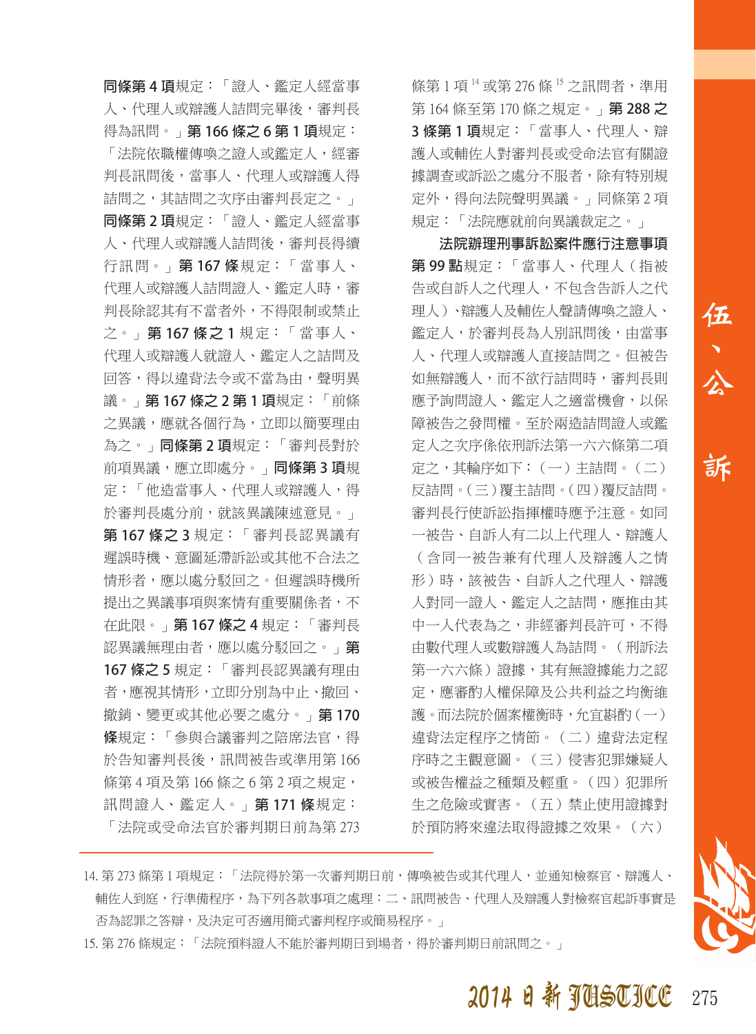**同條第 4 項**規定：「證人、鑑定人經當事人、代理人或辯護人詰問完畢後，審判長得為訊問。」**第 166 條之 6 第 1 項**規定：「法院依職權傳喚之證人或鑑定人，經審判長訊問後，當事人、代理人或辯護人得詰問之，其詰問之次序由審判長定之。」**同條第 2 項**規定：「證人、鑑定人經當事人、代理人或辯護人詰問後，審判長得續行訊問。」**第 167 條**規定：「當事人、代理人或辯護人詰問證人、鑑定人時，審判長除認其有不當者外，不得限制或禁止之。」**第 167 條之 1** 規定：「當事人、代理人或辯護人就證人、鑑定人之詰問及回答，得以違背法令或不當為由，聲明異議。」**第 167 條之 2 第 1 項**規定：「前條之異議，應就各個行為，立即以簡要理由為之。」**同條第 2 項**規定：「審判長對於前項異議，應立即處分。」**同條第 3 項**規定：「他造當事人、代理人或辯護人，得於審判長處分前，就該異議陳述意見。」**第 167 條之 3** 規定：「審判長認異議有遲誤時機、意圖延滯訴訟或其他不合法之情形者，應以處分駁回之。但遲誤時機所提出之異議事項與案情有重要關係者，不在此限。」**第 167 條之 4** 規定：「審判長認異議無理由者，應以處分駁回之。」**第 167 條之 5** 規定：「審判長認異議有理由者，應視其情形，立即分別為中止、撤回、撤銷、變更或其他必要之處分。」**第 170 條**規定：「參與合議審判之陪席法官，得於告知審判長後，訊問被告或準用第 166 條第 4 項及第 166 條之 6 第 2 項之規定，訊問證人、鑑定人。」**第 171 條**規定：「法院或受命法官於審判期日前為第 273 條第 1 項[14] 或第 276 條[15] 之訊問者，準用第 164 條至第 170 條之規定。」**第 288 之 3 條第 1 項**規定：「當事人、代理人、辯護人或輔佐人對審判長或受命法官有關證據調查或訴訟之處分不服者，除有特別規定外，得向法院聲明異議。」同條第 2 項規定：「法院應就前向異議裁定之。」

**法院辦理刑事訴訟案件應行注意事項第 99 點**規定：「當事人、代理人（指被告或自訴人之代理人，不包含告訴人之代理人）、辯護人及輔佐人聲請傳喚之證人、鑑定人，於審判長為人別訊問後，由當事人、代理人或辯護人直接詰問之。但被告如無辯護人，而不欲行詰問時，審判長則應予詢問證人、鑑定人之適當機會，以保障被告之發問權。至於兩造詰問證人或鑑定人之次序係依刑訴法第一六六條第二項定之，其輪序如下：（一）主詰問。（二）反詰問。（三）覆主詰問。（四）覆反詰問。審判長行使訴訟指揮權時應予注意。如同一被告、自訴人有二以上代理人、辯護人（含同一被告兼有代理人及辯護人之情形）時，該被告、自訴人之代理人、辯護人對同一證人、鑑定人之詰問，應推由其中一人代表為之，非經審判長許可，不得由數代理人或數辯護人為詰問。（刑訴法第一六六條）證據，其有無證據能力之認定，應審酌人權保障及公共利益之均衡維護。而法院於個案權衡時，允宜斟酌（一）違背法定程序之情節。（二）違背法定程序時之主觀意圖。（三）侵害犯罪嫌疑人或被告權益之種類及輕重。（四）犯罪所生之危險或實害。（五）禁止使用證據對於預防將來違法取得證據之效果。（六）

---

14. 第 273 條第 1 項規定：「法院得於第一次審判期日前，傳喚被告或其代理人，並通知檢察官、辯護人、輔佐人到庭，行準備程序，為下列各款事項之處理：二、訊問被告、代理人及辯護人對檢察官起訴事實是否為認罪之答辯，及決定可否適用簡式審判程序或簡易程序。」

15. 第 276 條規定：「法院預料證人不能於審判期日到場者，得於審判期日前訊問之。」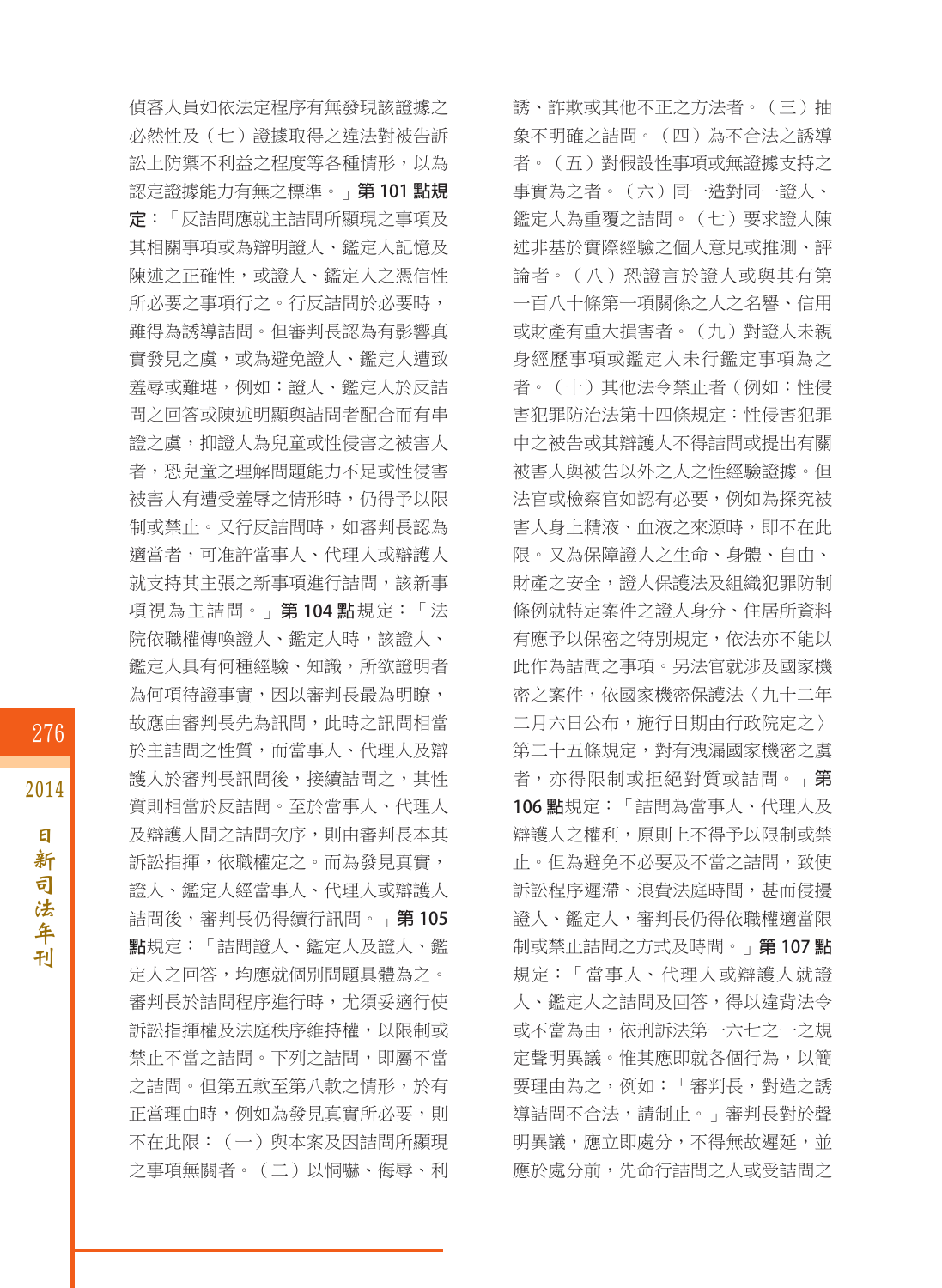偵審人員如依法定程序有無發現該證據之必然性及（七）證據取得之違法對被告訴訟上防禦不利益之程度等各種情形，以為認定證據能力有無之標準。」**第 101 點規定**：「反詰問應就主詰問所顯現之事項及其相關事項或為辯明證人、鑑定人記憶及陳述之正確性，或證人、鑑定人之憑信性所必要之事項行之。行反詰問於必要時，雖得為誘導詰問。但審判長認為有影響真實發見之虞，或為避免證人、鑑定人遭致羞辱或難堪，例如：證人、鑑定人於反詰問之回答或陳述明顯與詰問者配合而有串證之虞，抑證人為兒童或性侵害之被害人者，恐兒童之理解問題能力不足或性侵害被害人有遭受羞辱之情形時，仍得予以限制或禁止。又行反詰問時，如審判長認為適當者，可准許當事人、代理人或辯護人就支持其主張之新事項進行詰問，該新事項視為主詰問。」**第 104 點**規定：「法院依職權傳喚證人、鑑定人時，該證人、鑑定人具有何種經驗、知識，所欲證明者為何項待證事實，因以審判長最為明瞭，故應由審判長先為訊問，此時之訊問相當於主詰問之性質，而當事人、代理人及辯護人於審判長訊問後，接續詰問之，其性質則相當於反詰問。至於當事人、代理人及辯護人間之詰問次序，則由審判長本其訴訟指揮，依職權定之。而為發見真實，證人、鑑定人經當事人、代理人或辯護人詰問後，審判長仍得續行訊問。」**第 105 點**規定：「詰問證人、鑑定人及證人、鑑定人之回答，均應就個別問題具體為之。審判長於詰問程序進行時，尤須妥適行使訴訟指揮權及法庭秩序維持權，以限制或禁止不當之詰問。下列之詰問，即屬不當之詰問。但第五款至第八款之情形，於有正當理由時，例如為發見真實所必要，則不在此限：（一）與本案及因詰問所顯現之事項無關者。（二）以恫嚇、侮辱、利誘、詐欺或其他不正之方法者。（三）抽象不明確之詰問。（四）為不合法之誘導者。（五）對假設性事項或無證據支持之事實為之者。（六）同一造對同一證人、鑑定人為重覆之詰問。（七）要求證人陳述非基於實際經驗之個人意見或推測、評論者。（八）恐證言於證人或與其有第一百八十條第一項關係之人之名譽、信用或財產有重大損害者。（九）對證人未親身經歷事項或鑑定人未行鑑定事項為之者。（十）其他法令禁止者（例如：性侵害犯罪防治法第十四條規定：性侵害犯罪中之被告或其辯護人不得詰問或提出有關被害人與被告以外之人之性經驗證據。但法官或檢察官如認有必要，例如為探究被害人身上精液、血液之來源時，即不在此限。又為保障證人之生命、身體、自由、財產之安全，證人保護法及組織犯罪防制條例就特定案件之證人身分、住居所資料有應予以保密之特別規定，依法亦不能以此作為詰問之事項。另法官就涉及國家機密之案件，依國家機密保護法〈九十二年二月六日公布，施行日期由行政院定之〉第二十五條規定，對有洩漏國家機密之虞者，亦得限制或拒絕對質或詰問。」**第 106 點**規定：「詰問為當事人、代理人及辯護人之權利，原則上不得予以限制或禁止。但為避免不必要及不當之詰問，致使訴訟程序遲滯、浪費法庭時間，甚而侵擾證人、鑑定人，審判長仍得依職權適當限制或禁止詰問之方式及時間。」**第 107 點**規定：「當事人、代理人或辯護人就證人、鑑定人之詰問及回答，得以違背法令或不當為由，依刑訴法第一六七之一之規定聲明異議。惟其應即就各個行為，以簡要理由為之，例如：「審判長，對造之誘導詰問不合法，請制止。」審判長對於聲明異議，應立即處分，不得無故遲延，並應於處分前，先命行詰問之人或受詰問之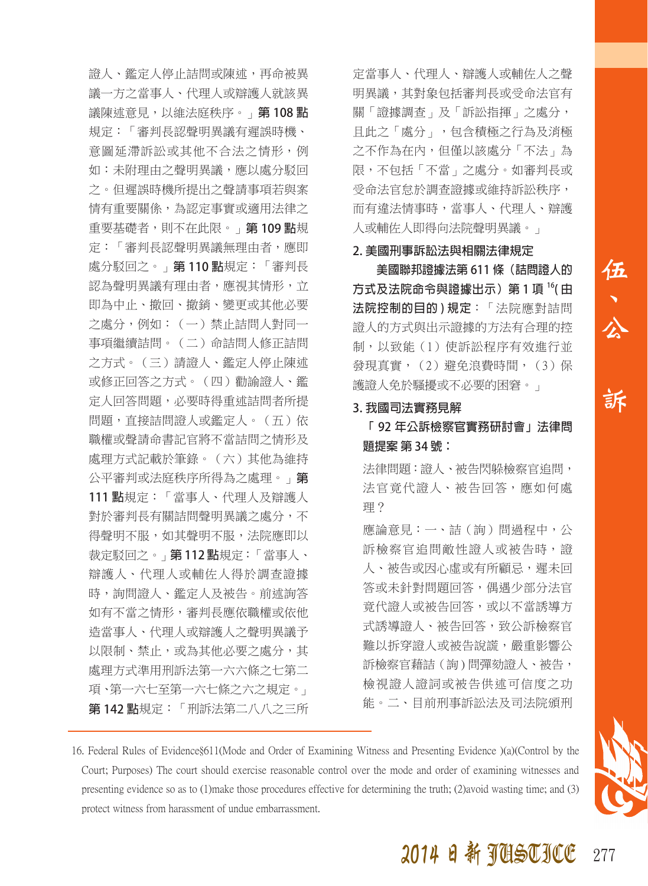證人、鑑定人停止詰問或陳述，再命被異議一方之當事人、代理人或辯護人就該異議陳述意見，以維法庭秩序。」**第 108 點**規定：「審判長認聲明異議有遲誤時機、意圖延滯訴訟或其他不合法之情形，例如：未附理由之聲明異議，應以處分駁回之。但遲誤時機所提出之聲請事項若與案情有重要關係，為認定事實或適用法律之重要基礎者，則不在此限。」**第 109 點**規定：「審判長認聲明異議無理由者，應即處分駁回之。」**第 110 點**規定：「審判長認為聲明異議有理由者，應視其情形，立即為中止、撤回、撤銷、變更或其他必要之處分，例如：（一）禁止詰問人對同一事項繼續詰問。（二）命詰問人修正詰問之方式。（三）請證人、鑑定人停止陳述或修正回答之方式。（四）勸諭證人、鑑定人回答問題，必要時得重述詰問者所提問題，直接詰問證人或鑑定人。（五）依職權或聲請命書記官將不當詰問之情形及處理方式記載於筆錄。（六）其他為維持公平審判或法庭秩序所得為之處理。」**第 111 點**規定：「當事人、代理人及辯護人對於審判長有關詰問聲明異議之處分，不得聲明不服，如其聲明不服，法院應即以裁定駁回之。」**第 112 點**規定：「當事人、辯護人、代理人或輔佐人得於調查證據時，詢問證人、鑑定人及被告。前述詢答如有不當之情形，審判長應依職權或依他造當事人、代理人或辯護人之聲明異議予以限制、禁止，或為其他必要之處分，其處理方式準用刑訴法第一六六條之七第二項、第一六七至第一六七條之六之規定。」**第 142 點**規定：「刑訴法第二八八之三所定當事人、代理人、辯護人或輔佐人之聲明異議，其對象包括審判長或受命法官有關「證據調查」及「訴訟指揮」之處分，且此之「處分」，包含積極之行為及消極之不作為在內，但僅以該處分「不法」為限，不包括「不當」之處分。如審判長或受命法官怠於調查證據或維持訴訟秩序，而有違法情事時，當事人、代理人、辯護人或輔佐人即得向法院聲明異議。」

**2. 美國刑事訴訟法與相關法律規定**

**美國聯邦證據法第 611 條（詰問證人的方式及法院命令與證據出示）第 1 項**[16]**（由法院控制的目的）規定**：「法院應對詰問證人的方式與出示證據的方法有合理的控制，以致能（1）使訴訟程序有效進行並發現真實，（2）避免浪費時間，（3）保護證人免於騷擾或不必要的困窘。」

**3. 我國司法實務見解**

**「92 年公訴檢察官實務研討會」法律問題提案第 34 號：**

法律問題：證人、被告閃躲檢察官追問，法官竟代證人、被告回答，應如何處理？

應論意見：一、詰（詢）問過程中，公訴檢察官追問敵性證人或被告時，證人、被告或因心虛或有所顧忌，遲未回答或未針對問題回答，偶遇少部分法官竟代證人或被告回答，或以不當誘導方式誘導證人、被告回答，致公訴檢察官難以拆穿證人或被告說謊，嚴重影響公訴檢察官藉詰（詢）問彈劾證人、被告，檢視證人證詞或被告供述可信度之功能。二、目前刑事訴訟法及司法院頒刑

16. Federal Rules of Evidence§611(Mode and Order of Examining Witness and Presenting Evidence )(a)(Control by the Court; Purposes) The court should exercise reasonable control over the mode and order of examining witnesses and presenting evidence so as to (1)make those procedures effective for determining the truth; (2)avoid wasting time; and (3) protect witness from harassment of undue embarrassment.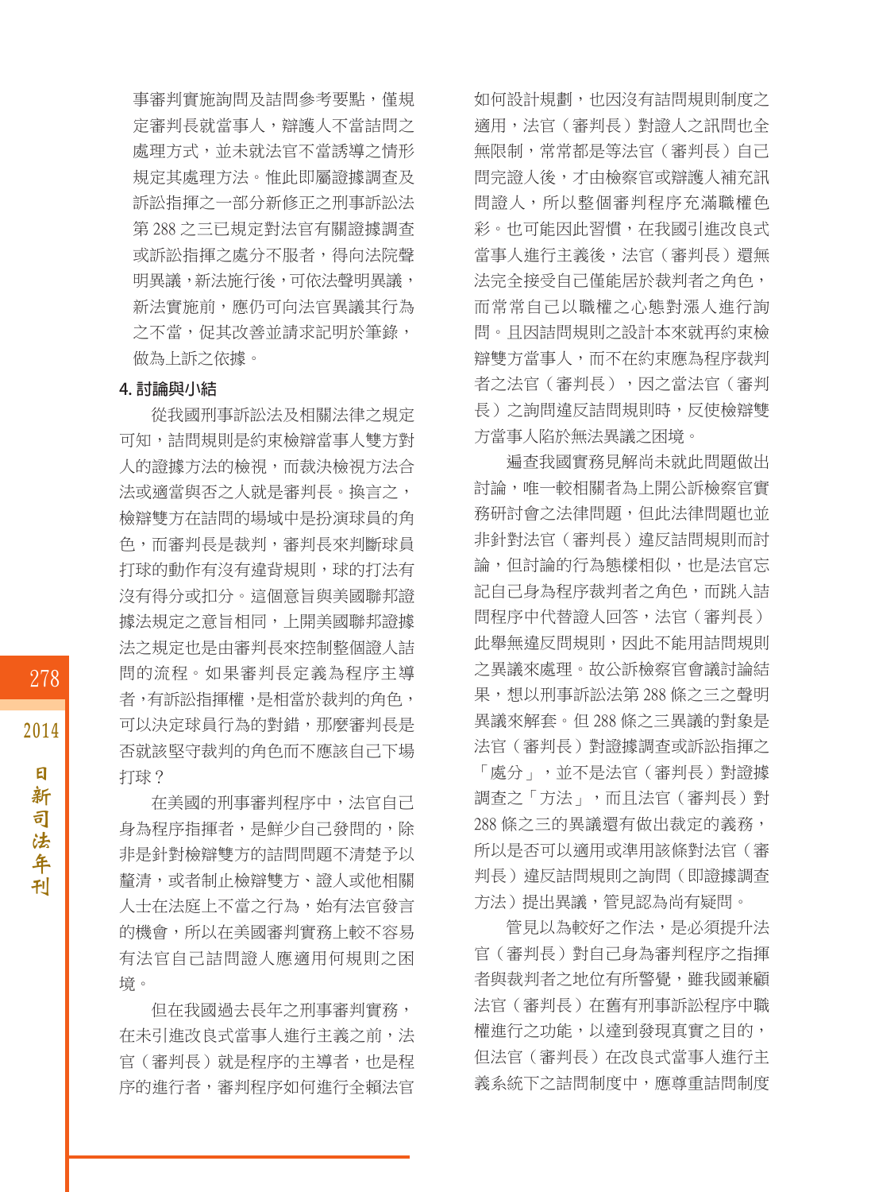事審判實施詢問及詰問參考要點，僅規定審判長就當事人，辯護人不當詰問之處理方式，並未就法官不當誘導之情形規定其處理方法。惟此即屬證據調查及訴訟指揮之一部分新修正之刑事訴訟法第 288 之三已規定對法官有關證據調查或訴訟指揮之處分不服者，得向法院聲明異議，新法施行後，可依法聲明異議，新法實施前，應仍可向法官異議其行為之不當，促其改善並請求記明於筆錄，做為上訴之依據。

**4. 討論與小結**

從我國刑事訴訟法及相關法律之規定可知，詰問規則是約束檢辯當事人雙方對人的證據方法的檢視，而裁決檢視方法合法或適當與否之人就是審判長。換言之，檢辯雙方在詰問的場域中是扮演球員的角色，而審判長是裁判，審判長來判斷球員打球的動作有沒有違背規則，球的打法有沒有得分或扣分。這個意旨與美國聯邦證據法規定之意旨相同，上開美國聯邦證據法之規定也是由審判長來控制整個證人詰問的流程。如果審判長定義為程序主導者，有訴訟指揮權，是相當於裁判的角色，可以決定球員行為的對錯，那麼審判長是否就該堅守裁判的角色而不應該自己下場打球？

在美國的刑事審判程序中，法官自己身為程序指揮者，是鮮少自己發問的，除非是針對檢辯雙方的詰問問題不清楚予以釐清，或者制止檢辯雙方、證人或他相關人士在法庭上不當之行為，始有法官發言的機會，所以在美國審判實務上較不容易有法官自己詰問證人應適用何規則之困境。

但在我國過去長年之刑事審判實務，在未引進改良式當事人進行主義之前，法官（審判長）就是程序的主導者，也是程序的進行者，審判程序如何進行全賴法官如何設計規劃，也因沒有詰問規則制度之適用，法官（審判長）對證人之訊問也全無限制，常常都是等法官（審判長）自己問完證人後，才由檢察官或辯護人補充訊問證人，所以整個審判程序充滿職權色彩。也可能因此習慣，在我國引進改良式當事人進行主義後，法官（審判長）還無法完全接受自己僅能居於裁判者之角色，而常常自己以職權之心態對漲人進行詢問。且因詰問規則之設計本來就再約束檢辯雙方當事人，而不在約束應為程序裁判者之法官（審判長），因之當法官（審判長）之詢問違反詰問規則時，反使檢辯雙方當事人陷於無法異議之困境。

遍查我國實務見解尚未就此問題做出討論，唯一較相關者為上開公訴檢察官實務研討會之法律問題，但此法律問題也並非針對法官（審判長）違反詰問規則而討論，但討論的行為態樣相似，也是法官忘記自己身為程序裁判者之角色，而跳入詰問程序中代替證人回答，法官（審判長）此舉無違反問規則，因此不能用詰問規則之異議來處理。故公訴檢察官會議討論結果，想以刑事訴訟法第 288 條之三之聲明異議來解套。但 288 條之三異議的對象是法官（審判長）對證據調查或訴訟指揮之「處分」，並不是法官（審判長）對證據調查之「方法」，而且法官（審判長）對 288 條之三的異議還有做出裁定的義務，所以是否可以適用或準用該條對法官（審判長）違反詰問規則之詢問（即證據調查方法）提出異議，管見認為尚有疑問。

管見以為較好之作法，是必須提升法官（審判長）對自己身為審判程序之指揮者與裁判者之地位有所警覺，雖我國兼顧法官（審判長）在舊有刑事訴訟程序中職權進行之功能，以達到發現真實之目的，但法官（審判長）在改良式當事人進行主義系統下之詰問制度中，應尊重詰問制度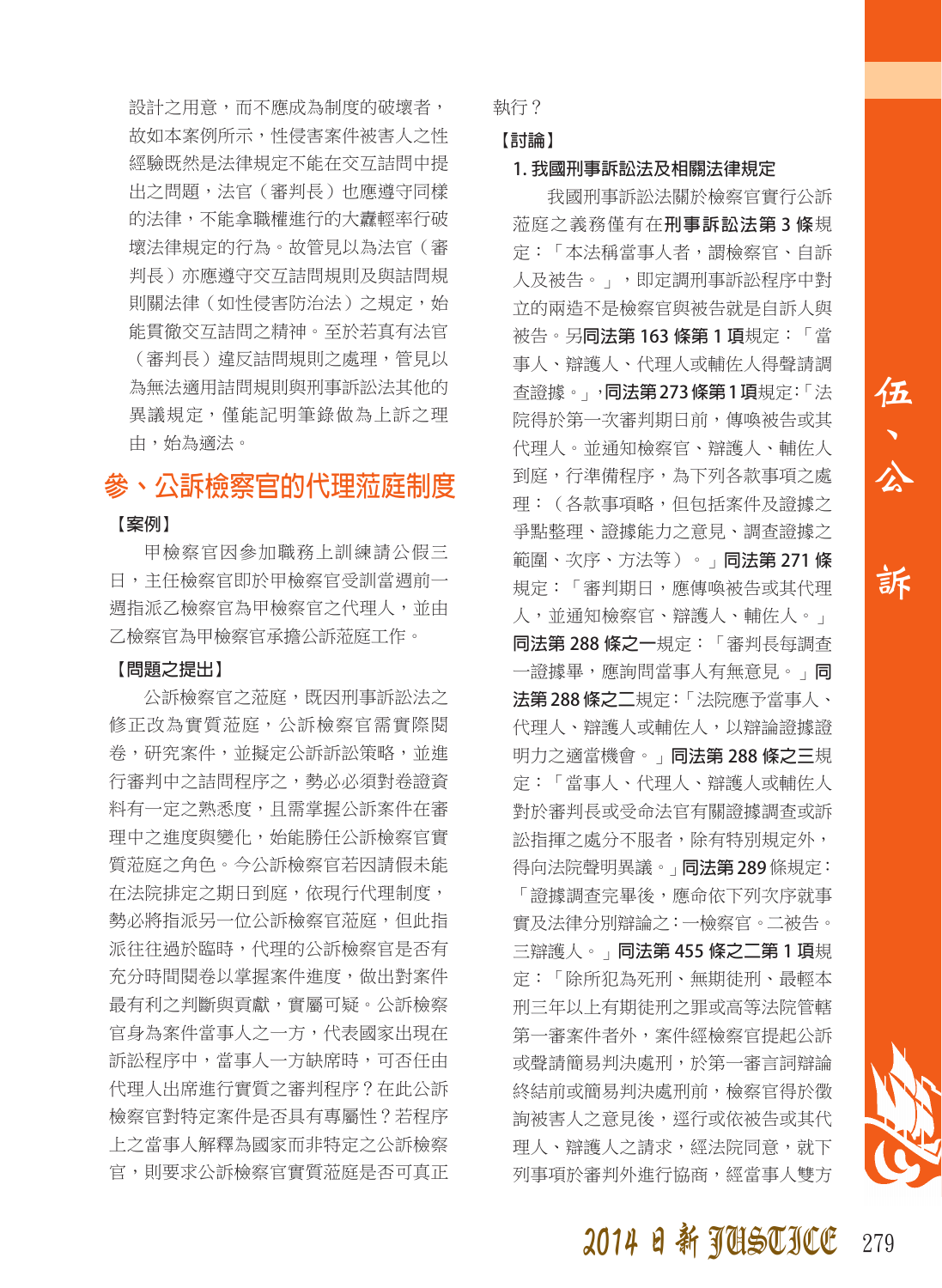設計之用意，而不應成為制度的破壞者，故如本案例所示，性侵害案件被害人之性經驗既然是法律規定不能在交互詰問中提出之問題，法官（審判長）也應遵守同樣的法律，不能拿職權進行的大纛輕率行破壞法律規定的行為。故管見以為法官（審判長）亦應遵守交互詰問規則及與詰問規則關法律（如性侵害防治法）之規定，始能貫徹交互詰問之精神。至於若真有法官（審判長）違反詰問規則之處理，管見以為無法適用詰問規則與刑事訴訟法其他的異議規定，僅能記明筆錄做為上訴之理由，始為適法。

## 參、公訴檢察官的代理蒞庭制度

**【案例】**

甲檢察官因參加職務上訓練請公假三日，主任檢察官即於甲檢察官受訓當週前一週指派乙檢察官為甲檢察官之代理人，並由乙檢察官為甲檢察官承擔公訴蒞庭工作。

**【問題之提出】**

公訴檢察官之蒞庭，既因刑事訴訟法之修正改為實質蒞庭，公訴檢察官需實際閱卷，研究案件，並擬定公訴訴訟策略，並進行審判中之詰問程序之，勢必必須對卷證資料有一定之熟悉度，且需掌握公訴案件在審理中之進度與變化，始能勝任公訴檢察官實質蒞庭之角色。今公訴檢察官若因請假未能在法院排定之期日到庭，依現行代理制度，勢必將指派另一位公訴檢察官蒞庭，但此指派往往過於臨時，代理的公訴檢察官是否有充分時間閱卷以掌握案件進度，做出對案件最有利之判斷與貢獻，實屬可疑。公訴檢察官身為案件當事人之一方，代表國家出現在訴訟程序中，當事人一方缺席時，可否任由代理人出席進行實質之審判程序？在此公訴檢察官對特定案件是否具有專屬性？若程序上之當事人解釋為國家而非特定之公訴檢察官，則要求公訴檢察官實質蒞庭是否可真正執行？

**【討論】**

**1. 我國刑事訴訟法及相關法律規定**

我國刑事訴訟法關於檢察官實行公訴蒞庭之義務僅有在**刑事訴訟法第 3 條**規定：「本法稱當事人者，謂檢察官、自訴人及被告。」，即定調刑事訴訟程序中對立的兩造不是檢察官與被告就是自訴人與被告。另**同法第 163 條第 1 項**規定：「當事人、辯護人、代理人或輔佐人得聲請調查證據。」，**同法第273條第1項**規定:「法院得於第一次審判期日前，傳喚被告或其代理人。並通知檢察官、辯護人、輔佐人到庭，行準備程序，為下列各款事項之處理：（各款事項略，但包括案件及證據之爭點整理、證據能力之意見、調查證據之範圍、次序、方法等）。」**同法第 271 條**規定：「審判期日，應傳喚被告或其代理人，並通知檢察官、辯護人、輔佐人。」**同法第 288 條之一**規定：「審判長每調查一證據畢，應詢問當事人有無意見。」**同法第 288 條之二**規定:「法院應予當事人、代理人、辯護人或輔佐人，以辯論證據證明力之適當機會。」**同法第 288 條之三**規定：「當事人、代理人、辯護人或輔佐人對於審判長或受命法官有關證據調查或訴訟指揮之處分不服者，除有特別規定外，得向法院聲明異議。」**同法第 289** 條規定:「證據調查完畢後，應命依下列次序就事實及法律分別辯論之:一檢察官。二被告。三辯護人。」**同法第 455 條之二第 1 項**規定：「除所犯為死刑、無期徒刑、最輕本刑三年以上有期徒刑之罪或高等法院管轄第一審案件者外，案件經檢察官提起公訴或聲請簡易判決處刑，於第一審言詞辯論終結前或簡易判決處刑前，檢察官得於徵詢被害人之意見後，逕行或依被告或其代理人、辯護人之請求，經法院同意，就下列事項於審判外進行協商，經當事人雙方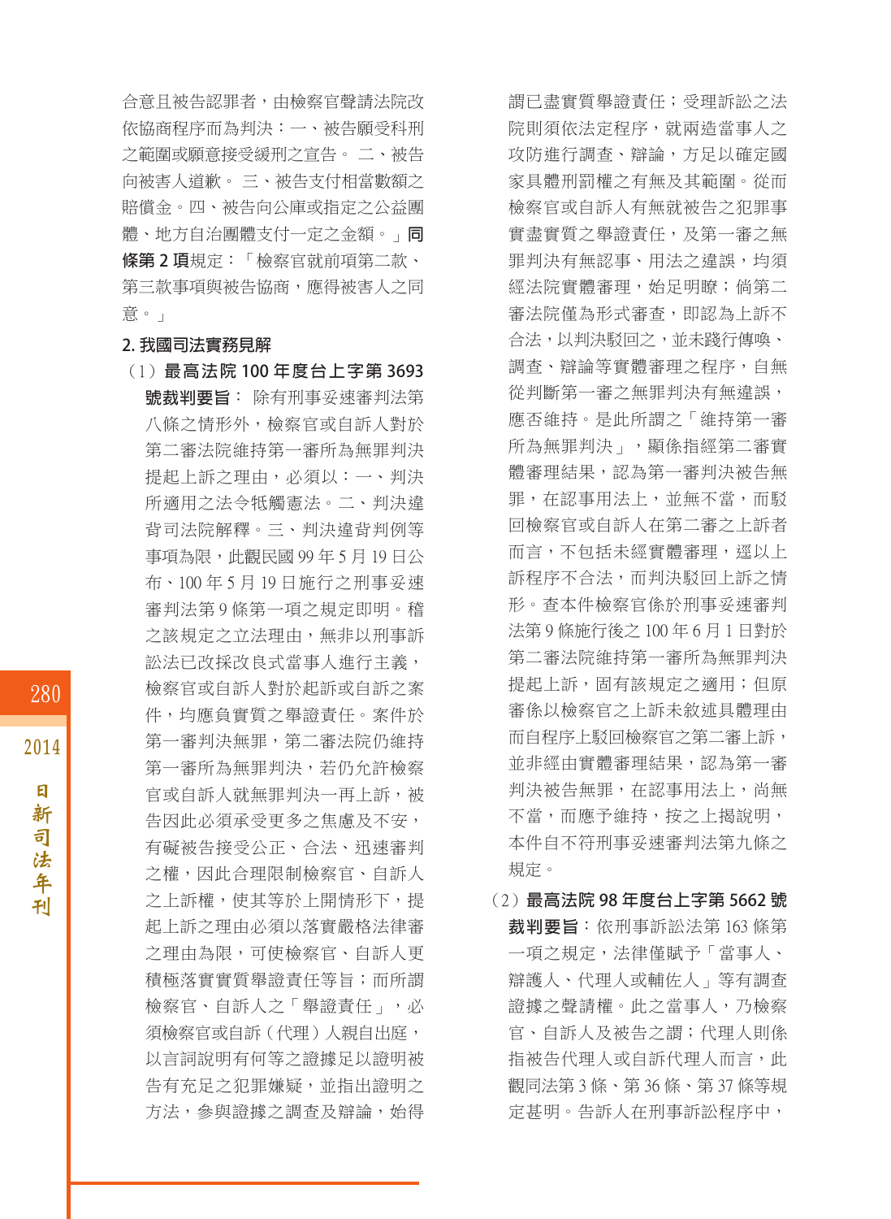合意且被告認罪者，由檢察官聲請法院改依協商程序而為判決：一、被告願受科刑之範圍或願意接受緩刑之宣告。二、被告向被害人道歉。三、被告支付相當數額之賠償金。四、被告向公庫或指定之公益團體、地方自治團體支付一定之金額。」**同條第 2 項**規定：「檢察官就前項第二款、第三款事項與被告協商，應得被害人之同意。」

**2. 我國司法實務見解**

（1）**最高法院 100 年度台上字第 3693 號裁判要旨**：除有刑事妥速審判法第八條之情形外，檢察官或自訴人對於第二審法院維持第一審所為無罪判決提起上訴之理由，必須以：一、判決所適用之法令牴觸憲法。二、判決違背司法院解釋。三、判決違背判例等事項為限，此觀民國 99 年 5 月 19 日公布、100 年 5 月 19 日施行之刑事妥速審判法第 9 條第一項之規定即明。稽之該規定之立法理由，無非以刑事訴訟法已改採改良式當事人進行主義，檢察官或自訴人對於起訴或自訴之案件，均應負實質之舉證責任。案件於第一審判決無罪，第二審法院仍維持第一審所為無罪判決，若仍允許檢察官或自訴人就無罪判決一再上訴，被告因此必須承受更多之焦慮及不安，有礙被告接受公正、合法、迅速審判之權，因此合理限制檢察官、自訴人之上訴權，使其等於上開情形下，提起上訴之理由必須以落實嚴格法律審之理由為限，可使檢察官、自訴人更積極落實實質舉證責任等旨；而所謂檢察官、自訴人之「舉證責任」，必須檢察官或自訴（代理）人親自出庭，以言詞說明有何等之證據足以證明被告有充足之犯罪嫌疑，並指出證明之方法，參與證據之調查及辯論，始得謂已盡實質舉證責任；受理訴訟之法院則須依法定程序，就兩造當事人之攻防進行調查、辯論，方足以確定國家具體刑罰權之有無及其範圍。從而檢察官或自訴人有無就被告之犯罪事實盡實質之舉證責任，及第一審之無罪判決有無認事、用法之違誤，均須經法院實體審理，始足明瞭；倘第二審法院僅為形式審查，即認為上訴不合法，以判決駁回之，並未踐行傳喚、調查、辯論等實體審理之程序，自無從判斷第一審之無罪判決有無違誤，應否維持。是此所謂之「維持第一審所為無罪判決」，顯係指經第二審實體審理結果，認為第一審判決被告無罪，在認事用法上，並無不當，而駁回檢察官或自訴人在第二審之上訴者而言，不包括未經實體審理，逕以上訴程序不合法，而判決駁回上訴之情形。查本件檢察官係於刑事妥速審判法第 9 條施行後之 100 年 6 月 1 日對於第二審法院維持第一審所為無罪判決提起上訴，固有該規定之適用；但原審係以檢察官之上訴未敘述具體理由而自程序上駁回檢察官之第二審上訴，並非經由實體審理結果，認為第一審判決被告無罪，在認事用法上，尚無不當，而應予維持，按之上揭說明，本件自不符刑事妥速審判法第九條之規定。

（2）**最高法院 98 年度台上字第 5662 號裁判要旨**：依刑事訴訟法第 163 條第一項之規定，法律僅賦予「當事人、辯護人、代理人或輔佐人」等有調查證據之聲請權。此之當事人，乃檢察官、自訴人及被告之謂；代理人則係指被告代理人或自訴代理人而言，此觀同法第 3 條、第 36 條、第 37 條等規定甚明。告訴人在刑事訴訟程序中，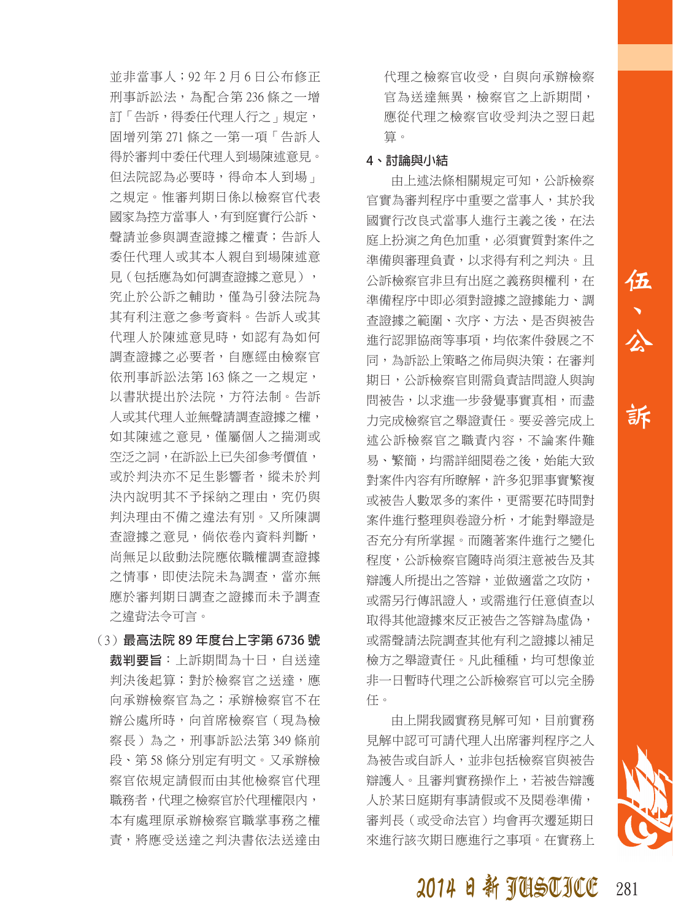並非當事人；92 年 2 月 6 日公布修正刑事訴訟法，為配合第 236 條之一增訂「告訴，得委任代理人行之」規定，固增列第 271 條之一第一項「告訴人得於審判中委任代理人到場陳述意見。但法院認為必要時，得命本人到場」之規定。惟審判期日係以檢察官代表國家為控方當事人，有到庭實行公訴、聲請並參與調查證據之權責；告訴人委任代理人或其本人親自到場陳述意見（包括應為如何調查證據之意見），究止於公訴之輔助，僅為引發法院為其有利注意之參考資料。告訴人或其代理人於陳述意見時，如認有為如何調查證據之必要者，自應經由檢察官依刑事訴訟法第 163 條之一之規定，以書狀提出於法院，方符法制。告訴人或其代理人並無聲請調查證據之權，如其陳述之意見，僅屬個人之揣測或空泛之詞，在訴訟上已失卻參考價值，或於判決亦不足生影響者，縱未於判決內說明其不予採納之理由，究仍與判決理由不備之違法有別。又所陳調查證據之意見，倘依卷內資料判斷，尚無足以啟動法院應依職權調查證據之情事，即使法院未為調查，當亦無應於審判期日調查之證據而未予調查之違背法令可言。

（3）**最高法院 89 年度台上字第 6736 號裁判要旨**：上訴期間為十日，自送達判決後起算；對於檢察官之送達，應向承辦檢察官為之；承辦檢察官不在辦公處所時，向首席檢察官（現為檢察長）為之，刑事訴訟法第 349 條前段、第 58 條分別定有明文。又承辦檢察官依規定請假而由其他檢察官代理職務者，代理之檢察官於代理權限內，本有處理原承辦檢察官職掌事務之權責，將應受送達之判決書依法送達由代理之檢察官收受，自與向承辦檢察官為送達無異，檢察官之上訴期間，應從代理之檢察官收受判決之翌日起算。

**4、討論與小結**

由上述法條相關規定可知，公訴檢察官實為審判程序中重要之當事人，其於我國實行改良式當事人進行主義之後，在法庭上扮演之角色加重，必須實質對案件之準備與審理負責，以求得有利之判決。且公訴檢察官非旦有出庭之義務與權利，在準備程序中即必須對證據之證據能力、調查證據之範圍、次序、方法、是否與被告進行認罪協商等事項，均依案件發展之不同，為訴訟上策略之佈局與決策；在審判期日，公訴檢察官則需負責詰問證人與詢問被告，以求進一步發覺事實真相，而盡力完成檢察官之舉證責任。要妥善完成上述公訴檢察官之職責內容，不論案件難易、繁簡，均需詳細閱卷之後，始能大致對案件內容有所瞭解，許多犯罪事實繁複或被告人數眾多的案件，更需要花時間對案件進行整理與卷證分析，才能對舉證是否充分有所掌握。而隨著案件進行之變化程度，公訴檢察官隨時尚須注意被告及其辯護人所提出之答辯，並做適當之攻防，或需另行傳訊證人，或需進行任意偵查以取得其他證據來反正被告之答辯為虛偽，或需聲請法院調查其他有利之證據以補足檢方之舉證責任。凡此種種，均可想像並非一日暫時代理之公訴檢察官可以完全勝任。

由上開我國實務見解可知，目前實務見解中認可可請代理人出席審判程序之人為被告或自訴人，並非包括檢察官與被告辯護人。且審判實務操作上，若被告辯護人於某日庭期有事請假或不及閱卷準備，審判長（或受命法官）均會再次遷延期日來進行該次期日應進行之事項。在實務上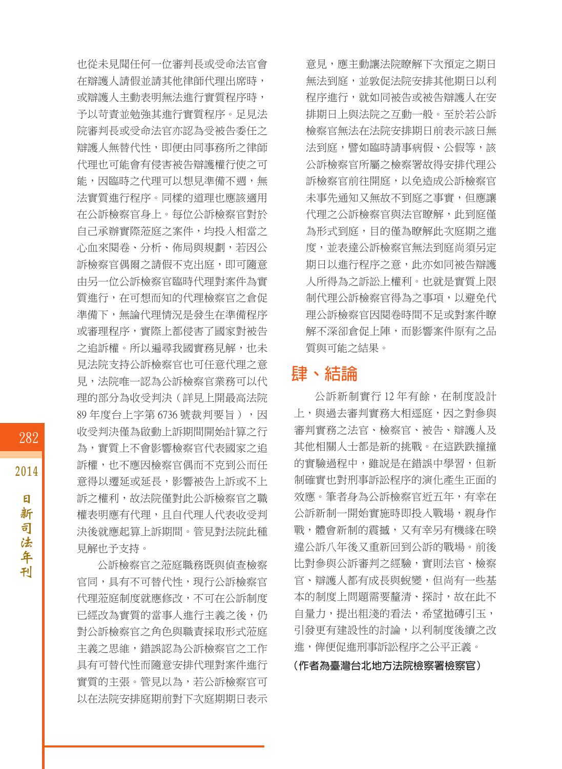也從未見聞任何一位審判長或受命法官會在辯護人請假並請其他律師代理出席時，或辯護人主動表明無法進行實質程序時，予以苛責並勉強其進行實質程序。足見法院審判長或受命法官亦認為受被告委任之辯護人無替代性，即便由同事務所之律師代理也可能會有侵害被告辯護權行使之可能，因臨時之代理可以想見準備不週，無法實質進行程序。同樣的道理也應該適用在公訴檢察官身上。每位公訴檢察官對於自己承辦實際蒞庭之案件，均投入相當之心血來閱卷、分析、佈局與規劃，若因公訴檢察官偶爾之請假不克出庭，即可隨意由另一位公訴檢察官臨時代理對案件為實質進行，在可想而知的代理檢察官之倉促準備下，無論代理情況是發生在準備程序或審理程序，實際上都侵害了國家對被告之追訴權。所以遍尋我國實務見解，也未見法院支持公訴檢察官也可任意代理之意見，法院唯一認為公訴檢察官業務可以代理的部分為收受判決（詳見上開最高法院 89 年度台上字第 6736 號裁判要旨），因收受判決僅為啟動上訴期間開始計算之行為，實質上不會影響檢察官代表國家之追訴權，也不應因檢察官偶而不克到公而任意得以遷延或延長，影響被告上訴或不上訴之權利，故法院僅對此公訴檢察官之職權表明應有代理，且自代理人代表收受判決後就應起算上訴期間。管見對法院此種見解也予支持。

公訴檢察官之蒞庭職務既與偵查檢察官同，具有不可替代性，現行公訴檢察官代理蒞庭制度就應修改，不可在公訴制度已經改為實質的當事人進行主義之後，仍對公訴檢察官之角色與職責採取形式蒞庭主義之思維，錯誤認為公訴檢察官之工作具有可替代性而隨意安排代理對案件進行實質的主張。管見以為，若公訴檢察官可以在法院安排庭期前對下次庭期期日表示意見，應主動讓法院瞭解下次預定之期日無法到庭，並敦促法院安排其他期日以利程序進行，就如同被告或被告辯護人在安排期日上與法院之互動一般。至於若公訴檢察官無法在法院安排期日前表示該日無法到庭，譬如臨時請事病假、公假等，該公訴檢察官所屬之檢察署故得安排代理公訴檢察官前往開庭，以免造成公訴檢察官未事先通知又無故不到庭之事實，但應讓代理之公訴檢察官與法官瞭解，此到庭僅為形式到庭，目的僅為瞭解此次庭期之進度，並表達公訴檢察官無法到庭尚須另定期日以進行程序之意，此亦如同被告辯護人所得為之訴訟上權利。也就是實質上限制代理公訴檢察官得為之事項，以避免代理公訴檢察官因閱卷時間不足或對案件瞭解不深卻倉促上陣，而影響案件原有之品質與可能之結果。

## 肆、結論

公訴新制實行 12 年有餘，在制度設計上，與過去審判實務大相逕庭，因之對參與審判實務之法官、檢察官、被告、辯護人以及其他相關人士都是新的挑戰。在這跌跌撞撞的實驗過程中，雖說是在錯誤中學習，但新制確實也對刑事訴訟程序的演化產生正面的效應。筆者身為公訴檢察官近五年，有幸在公訴新制一開始實施時即投入戰場，親身作戰，體會新制的震撼，又有幸另有機緣在暌違公訴八年後又重新回到公訴的戰場。前後比對參與公訴審判之經驗，實則法官、檢察官、辯護人都有成長與蛻變，但尚有一些基本的制度上問題需要釐清、探討，故在此不自量力，提出粗淺的看法，希望拋磚引玉，引發更有建設性的討論，以利制度後續之改進，俾便促進刑事訴訟程序之公平正義。

**（作者為臺灣台北地方法院檢察署檢察官）**